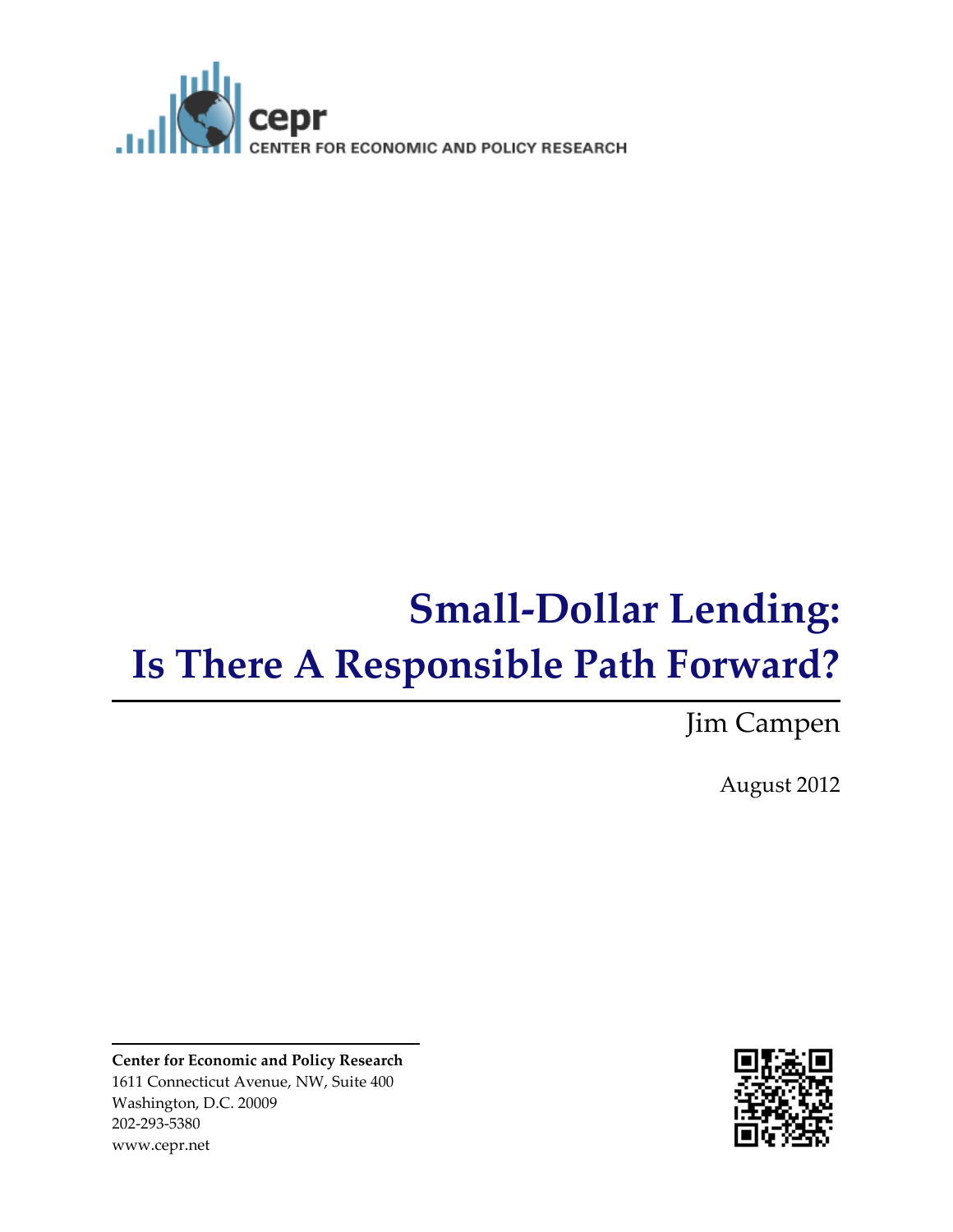cepr

CENTER FOR ECONOMIC AND POLICY RESEARCH

# Small-Dollar Lending: Is There A Responsible Path Forward?

Jim Campen

August 2012

**Center for Economic and Policy Research**
1611 Connecticut Avenue, NW, Suite 400
Washington, D.C. 20009
202-293-5380
www.cepr.net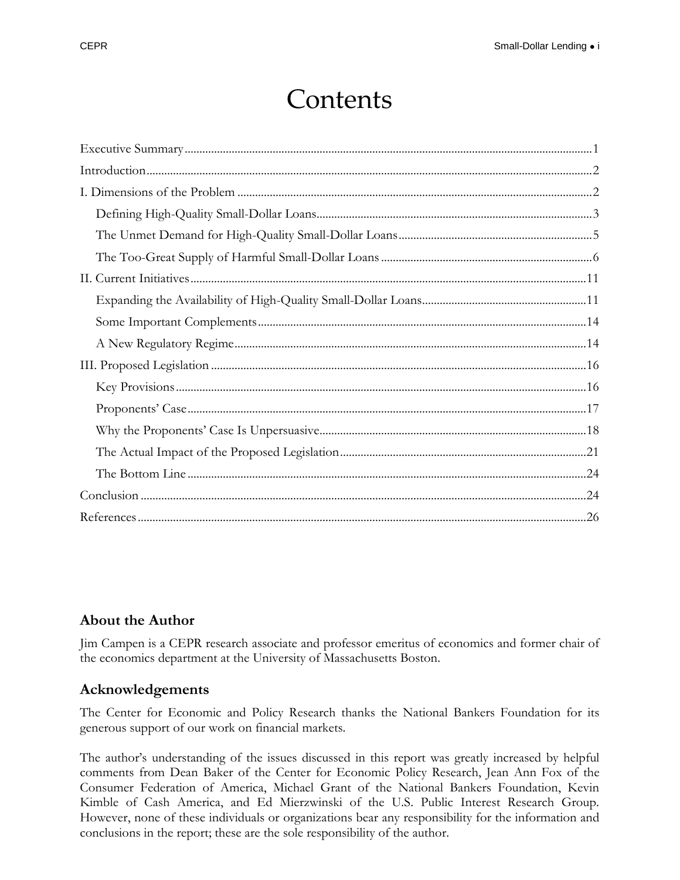# Contents

Executive Summary....1
Introduction....2
I. Dimensions of the Problem....2
  Defining High-Quality Small-Dollar Loans....3
  The Unmet Demand for High-Quality Small-Dollar Loans....5
  The Too-Great Supply of Harmful Small-Dollar Loans....6
II. Current Initiatives....11
  Expanding the Availability of High-Quality Small-Dollar Loans....11
  Some Important Complements....14
  A New Regulatory Regime....14
III. Proposed Legislation....16
  Key Provisions....16
  Proponents' Case....17
  Why the Proponents' Case Is Unpersuasive....18
  The Actual Impact of the Proposed Legislation....21
  The Bottom Line....24
Conclusion....24
References....26

## About the Author

Jim Campen is a CEPR research associate and professor emeritus of economics and former chair of the economics department at the University of Massachusetts Boston.

## Acknowledgements

The Center for Economic and Policy Research thanks the National Bankers Foundation for its generous support of our work on financial markets.

The author's understanding of the issues discussed in this report was greatly increased by helpful comments from Dean Baker of the Center for Economic Policy Research, Jean Ann Fox of the Consumer Federation of America, Michael Grant of the National Bankers Foundation, Kevin Kimble of Cash America, and Ed Mierzwinski of the U.S. Public Interest Research Group. However, none of these individuals or organizations bear any responsibility for the information and conclusions in the report; these are the sole responsibility of the author.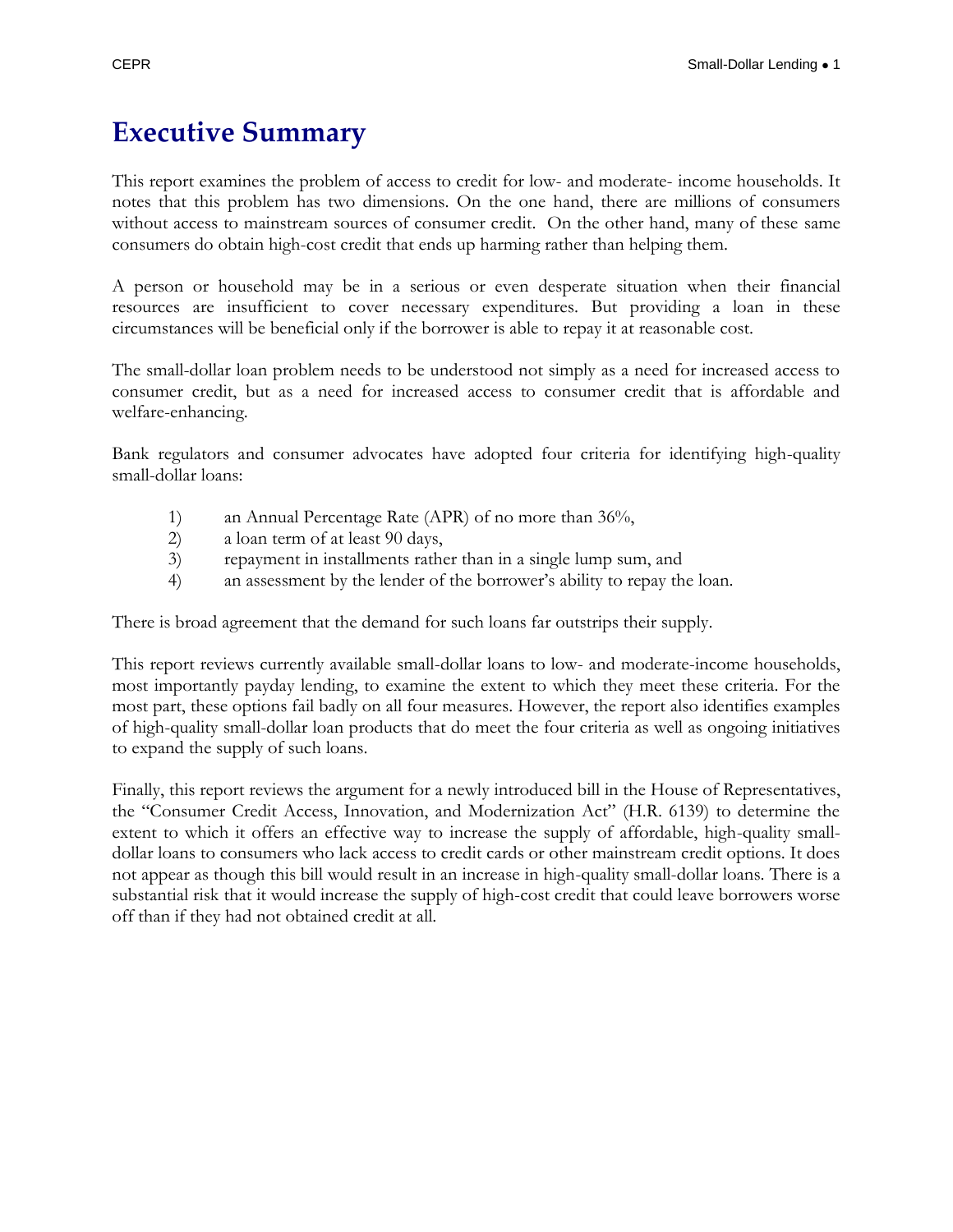# Executive Summary

This report examines the problem of access to credit for low- and moderate- income households. It notes that this problem has two dimensions. On the one hand, there are millions of consumers without access to mainstream sources of consumer credit. On the other hand, many of these same consumers do obtain high-cost credit that ends up harming rather than helping them.

A person or household may be in a serious or even desperate situation when their financial resources are insufficient to cover necessary expenditures. But providing a loan in these circumstances will be beneficial only if the borrower is able to repay it at reasonable cost.

The small-dollar loan problem needs to be understood not simply as a need for increased access to consumer credit, but as a need for increased access to consumer credit that is affordable and welfare-enhancing.

Bank regulators and consumer advocates have adopted four criteria for identifying high-quality small-dollar loans:

1) an Annual Percentage Rate (APR) of no more than 36%,
2) a loan term of at least 90 days,
3) repayment in installments rather than in a single lump sum, and
4) an assessment by the lender of the borrower's ability to repay the loan.

There is broad agreement that the demand for such loans far outstrips their supply.

This report reviews currently available small-dollar loans to low- and moderate-income households, most importantly payday lending, to examine the extent to which they meet these criteria. For the most part, these options fail badly on all four measures. However, the report also identifies examples of high-quality small-dollar loan products that do meet the four criteria as well as ongoing initiatives to expand the supply of such loans.

Finally, this report reviews the argument for a newly introduced bill in the House of Representatives, the "Consumer Credit Access, Innovation, and Modernization Act" (H.R. 6139) to determine the extent to which it offers an effective way to increase the supply of affordable, high-quality small-dollar loans to consumers who lack access to credit cards or other mainstream credit options. It does not appear as though this bill would result in an increase in high-quality small-dollar loans. There is a substantial risk that it would increase the supply of high-cost credit that could leave borrowers worse off than if they had not obtained credit at all.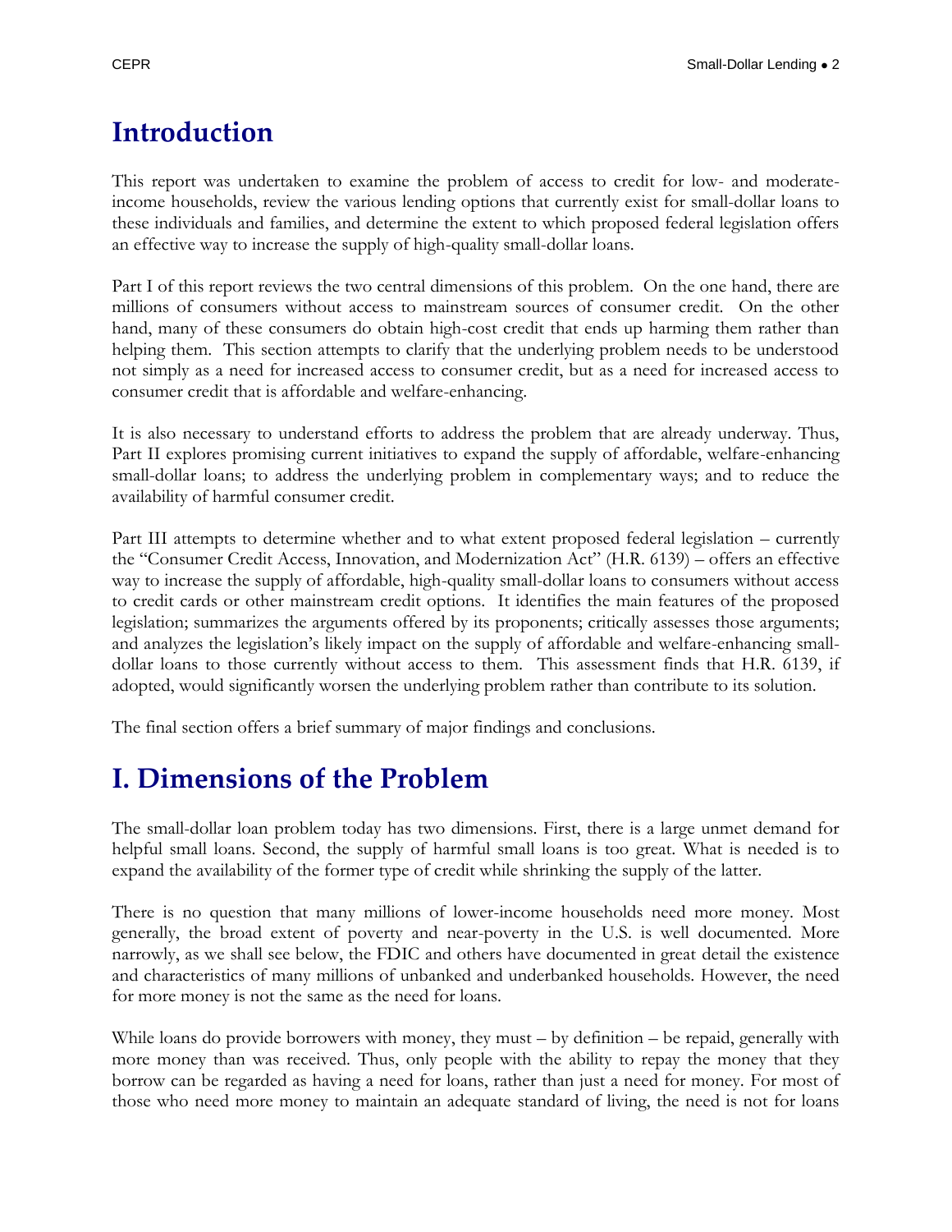# Introduction

This report was undertaken to examine the problem of access to credit for low- and moderate-income households, review the various lending options that currently exist for small-dollar loans to these individuals and families, and determine the extent to which proposed federal legislation offers an effective way to increase the supply of high-quality small-dollar loans.

Part I of this report reviews the two central dimensions of this problem. On the one hand, there are millions of consumers without access to mainstream sources of consumer credit. On the other hand, many of these consumers do obtain high-cost credit that ends up harming them rather than helping them. This section attempts to clarify that the underlying problem needs to be understood not simply as a need for increased access to consumer credit, but as a need for increased access to consumer credit that is affordable and welfare-enhancing.

It is also necessary to understand efforts to address the problem that are already underway. Thus, Part II explores promising current initiatives to expand the supply of affordable, welfare-enhancing small-dollar loans; to address the underlying problem in complementary ways; and to reduce the availability of harmful consumer credit.

Part III attempts to determine whether and to what extent proposed federal legislation – currently the "Consumer Credit Access, Innovation, and Modernization Act" (H.R. 6139) – offers an effective way to increase the supply of affordable, high-quality small-dollar loans to consumers without access to credit cards or other mainstream credit options. It identifies the main features of the proposed legislation; summarizes the arguments offered by its proponents; critically assesses those arguments; and analyzes the legislation's likely impact on the supply of affordable and welfare-enhancing small-dollar loans to those currently without access to them. This assessment finds that H.R. 6139, if adopted, would significantly worsen the underlying problem rather than contribute to its solution.

The final section offers a brief summary of major findings and conclusions.

# I. Dimensions of the Problem

The small-dollar loan problem today has two dimensions. First, there is a large unmet demand for helpful small loans. Second, the supply of harmful small loans is too great. What is needed is to expand the availability of the former type of credit while shrinking the supply of the latter.

There is no question that many millions of lower-income households need more money. Most generally, the broad extent of poverty and near-poverty in the U.S. is well documented. More narrowly, as we shall see below, the FDIC and others have documented in great detail the existence and characteristics of many millions of unbanked and underbanked households. However, the need for more money is not the same as the need for loans.

While loans do provide borrowers with money, they must – by definition – be repaid, generally with more money than was received. Thus, only people with the ability to repay the money that they borrow can be regarded as having a need for loans, rather than just a need for money. For most of those who need more money to maintain an adequate standard of living, the need is not for loans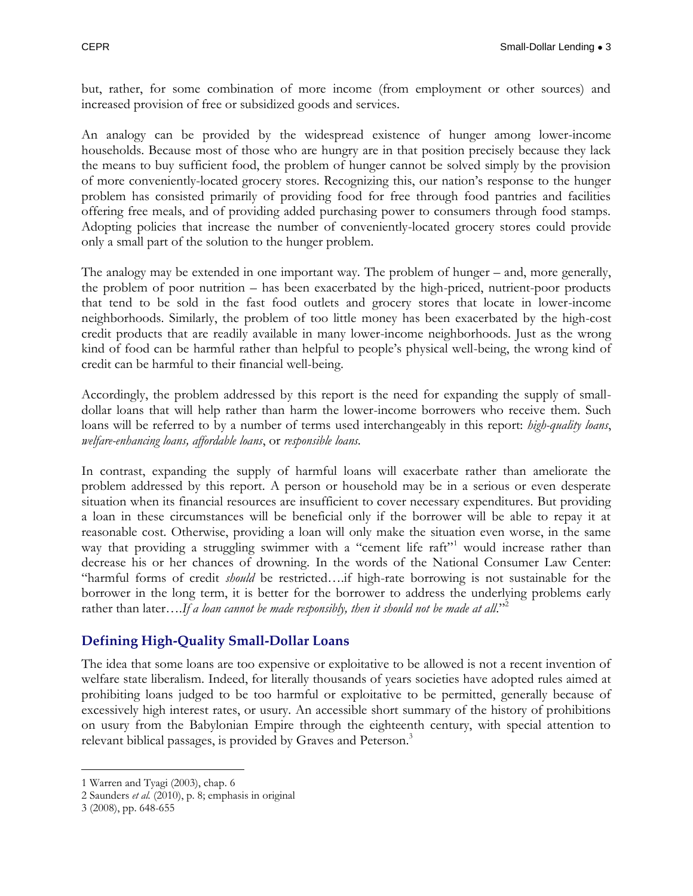but, rather, for some combination of more income (from employment or other sources) and increased provision of free or subsidized goods and services.

An analogy can be provided by the widespread existence of hunger among lower-income households. Because most of those who are hungry are in that position precisely because they lack the means to buy sufficient food, the problem of hunger cannot be solved simply by the provision of more conveniently-located grocery stores. Recognizing this, our nation's response to the hunger problem has consisted primarily of providing food for free through food pantries and facilities offering free meals, and of providing added purchasing power to consumers through food stamps. Adopting policies that increase the number of conveniently-located grocery stores could provide only a small part of the solution to the hunger problem.

The analogy may be extended in one important way. The problem of hunger – and, more generally, the problem of poor nutrition – has been exacerbated by the high-priced, nutrient-poor products that tend to be sold in the fast food outlets and grocery stores that locate in lower-income neighborhoods. Similarly, the problem of too little money has been exacerbated by the high-cost credit products that are readily available in many lower-income neighborhoods. Just as the wrong kind of food can be harmful rather than helpful to people's physical well-being, the wrong kind of credit can be harmful to their financial well-being.

Accordingly, the problem addressed by this report is the need for expanding the supply of small-dollar loans that will help rather than harm the lower-income borrowers who receive them. Such loans will be referred to by a number of terms used interchangeably in this report: *high-quality loans*, *welfare-enhancing loans, affordable loans*, or *responsible loans*.

In contrast, expanding the supply of harmful loans will exacerbate rather than ameliorate the problem addressed by this report. A person or household may be in a serious or even desperate situation when its financial resources are insufficient to cover necessary expenditures. But providing a loan in these circumstances will be beneficial only if the borrower will be able to repay it at reasonable cost. Otherwise, providing a loan will only make the situation even worse, in the same way that providing a struggling swimmer with a "cement life raft"[1] would increase rather than decrease his or her chances of drowning. In the words of the National Consumer Law Center: "harmful forms of credit *should* be restricted….if high-rate borrowing is not sustainable for the borrower in the long term, it is better for the borrower to address the underlying problems early rather than later….*If a loan cannot be made responsibly, then it should not be made at all*."[2]

## Defining High-Quality Small-Dollar Loans

The idea that some loans are too expensive or exploitative to be allowed is not a recent invention of welfare state liberalism. Indeed, for literally thousands of years societies have adopted rules aimed at prohibiting loans judged to be too harmful or exploitative to be permitted, generally because of excessively high interest rates, or usury. An accessible short summary of the history of prohibitions on usury from the Babylonian Empire through the eighteenth century, with special attention to relevant biblical passages, is provided by Graves and Peterson.[3]

---

1 Warren and Tyagi (2003), chap. 6

2 Saunders *et al.* (2010), p. 8; emphasis in original

3 (2008), pp. 648-655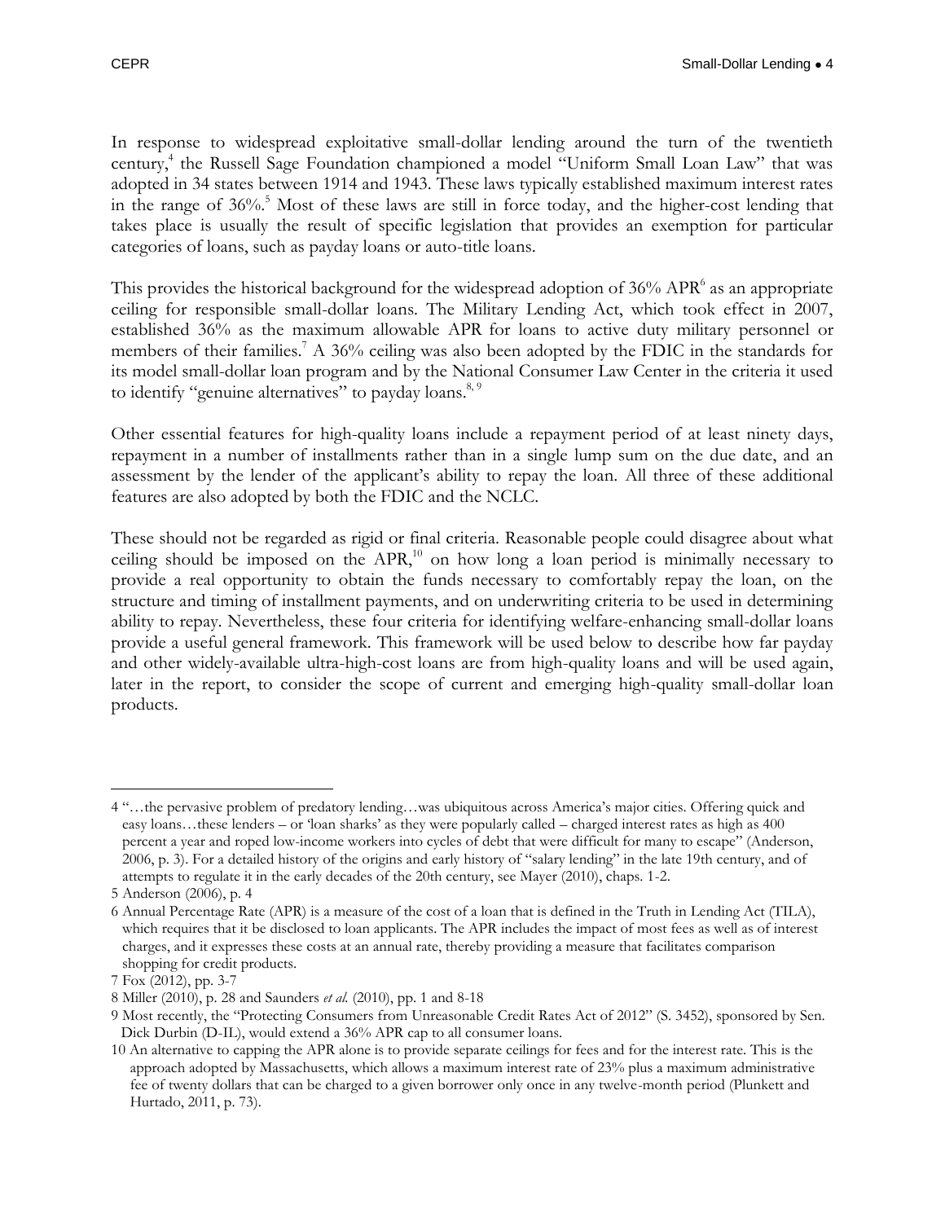In response to widespread exploitative small-dollar lending around the turn of the twentieth century,[4] the Russell Sage Foundation championed a model "Uniform Small Loan Law" that was adopted in 34 states between 1914 and 1943. These laws typically established maximum interest rates in the range of 36%.[5] Most of these laws are still in force today, and the higher-cost lending that takes place is usually the result of specific legislation that provides an exemption for particular categories of loans, such as payday loans or auto-title loans.

This provides the historical background for the widespread adoption of 36% APR[6] as an appropriate ceiling for responsible small-dollar loans. The Military Lending Act, which took effect in 2007, established 36% as the maximum allowable APR for loans to active duty military personnel or members of their families.[7] A 36% ceiling was also been adopted by the FDIC in the standards for its model small-dollar loan program and by the National Consumer Law Center in the criteria it used to identify "genuine alternatives" to payday loans.[8, 9]

Other essential features for high-quality loans include a repayment period of at least ninety days, repayment in a number of installments rather than in a single lump sum on the due date, and an assessment by the lender of the applicant's ability to repay the loan. All three of these additional features are also adopted by both the FDIC and the NCLC.

These should not be regarded as rigid or final criteria. Reasonable people could disagree about what ceiling should be imposed on the APR,[10] on how long a loan period is minimally necessary to provide a real opportunity to obtain the funds necessary to comfortably repay the loan, on the structure and timing of installment payments, and on underwriting criteria to be used in determining ability to repay. Nevertheless, these four criteria for identifying welfare-enhancing small-dollar loans provide a useful general framework. This framework will be used below to describe how far payday and other widely-available ultra-high-cost loans are from high-quality loans and will be used again, later in the report, to consider the scope of current and emerging high-quality small-dollar loan products.

---

4 "…the pervasive problem of predatory lending…was ubiquitous across America's major cities. Offering quick and easy loans…these lenders – or 'loan sharks' as they were popularly called – charged interest rates as high as 400 percent a year and roped low-income workers into cycles of debt that were difficult for many to escape" (Anderson, 2006, p. 3). For a detailed history of the origins and early history of "salary lending" in the late 19th century, and of attempts to regulate it in the early decades of the 20th century, see Mayer (2010), chaps. 1-2.

5 Anderson (2006), p. 4

6 Annual Percentage Rate (APR) is a measure of the cost of a loan that is defined in the Truth in Lending Act (TILA), which requires that it be disclosed to loan applicants. The APR includes the impact of most fees as well as of interest charges, and it expresses these costs at an annual rate, thereby providing a measure that facilitates comparison shopping for credit products.

7 Fox (2012), pp. 3-7

8 Miller (2010), p. 28 and Saunders *et al.* (2010), pp. 1 and 8-18

9 Most recently, the "Protecting Consumers from Unreasonable Credit Rates Act of 2012" (S. 3452), sponsored by Sen. Dick Durbin (D-IL), would extend a 36% APR cap to all consumer loans.

10 An alternative to capping the APR alone is to provide separate ceilings for fees and for the interest rate. This is the approach adopted by Massachusetts, which allows a maximum interest rate of 23% plus a maximum administrative fee of twenty dollars that can be charged to a given borrower only once in any twelve-month period (Plunkett and Hurtado, 2011, p. 73).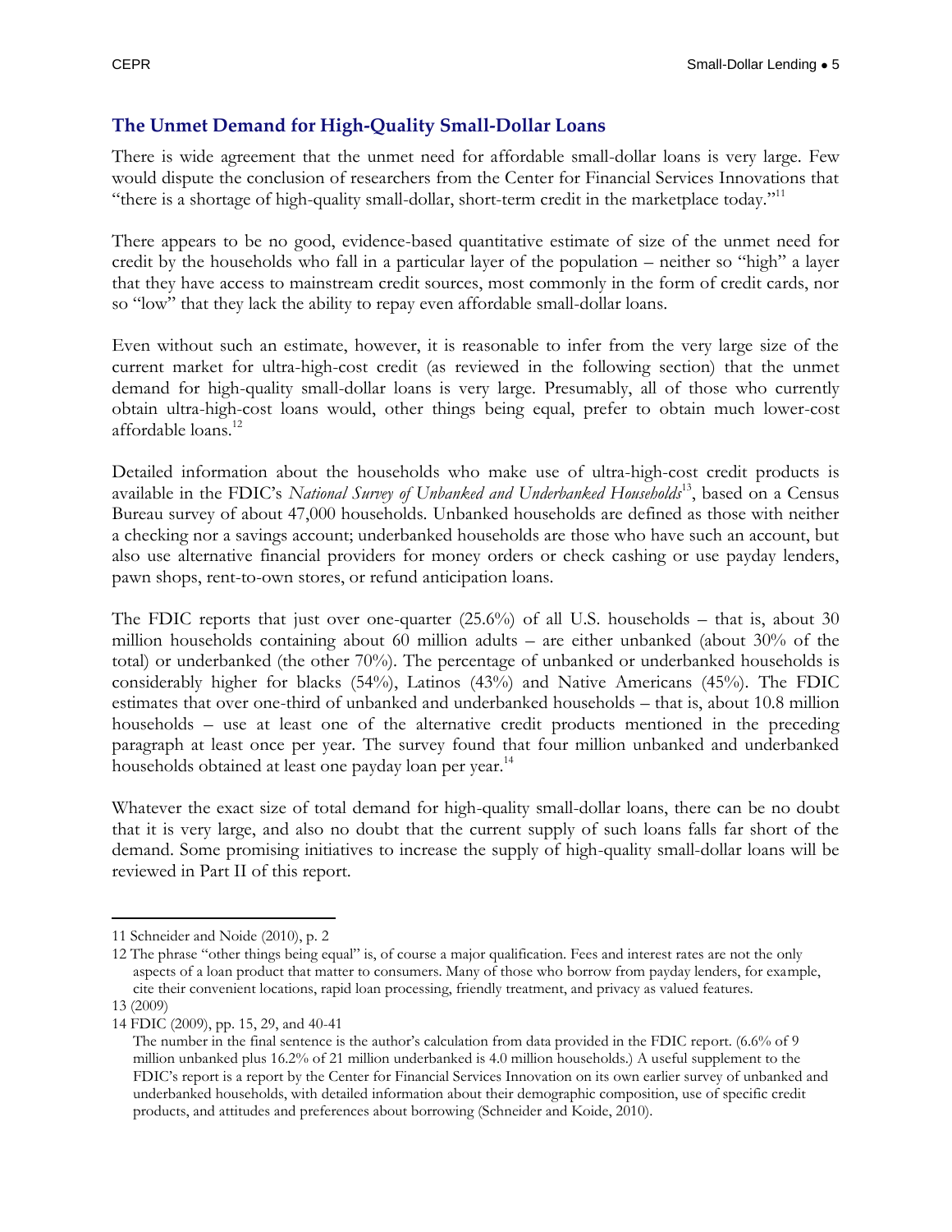## The Unmet Demand for High-Quality Small-Dollar Loans

There is wide agreement that the unmet need for affordable small-dollar loans is very large. Few would dispute the conclusion of researchers from the Center for Financial Services Innovations that "there is a shortage of high-quality small-dollar, short-term credit in the marketplace today."[11]

There appears to be no good, evidence-based quantitative estimate of size of the unmet need for credit by the households who fall in a particular layer of the population – neither so "high" a layer that they have access to mainstream credit sources, most commonly in the form of credit cards, nor so "low" that they lack the ability to repay even affordable small-dollar loans.

Even without such an estimate, however, it is reasonable to infer from the very large size of the current market for ultra-high-cost credit (as reviewed in the following section) that the unmet demand for high-quality small-dollar loans is very large. Presumably, all of those who currently obtain ultra-high-cost loans would, other things being equal, prefer to obtain much lower-cost affordable loans.[12]

Detailed information about the households who make use of ultra-high-cost credit products is available in the FDIC's *National Survey of Unbanked and Underbanked Households*[13], based on a Census Bureau survey of about 47,000 households. Unbanked households are defined as those with neither a checking nor a savings account; underbanked households are those who have such an account, but also use alternative financial providers for money orders or check cashing or use payday lenders, pawn shops, rent-to-own stores, or refund anticipation loans.

The FDIC reports that just over one-quarter (25.6%) of all U.S. households – that is, about 30 million households containing about 60 million adults – are either unbanked (about 30% of the total) or underbanked (the other 70%). The percentage of unbanked or underbanked households is considerably higher for blacks (54%), Latinos (43%) and Native Americans (45%). The FDIC estimates that over one-third of unbanked and underbanked households – that is, about 10.8 million households – use at least one of the alternative credit products mentioned in the preceding paragraph at least once per year. The survey found that four million unbanked and underbanked households obtained at least one payday loan per year.[14]

Whatever the exact size of total demand for high-quality small-dollar loans, there can be no doubt that it is very large, and also no doubt that the current supply of such loans falls far short of the demand. Some promising initiatives to increase the supply of high-quality small-dollar loans will be reviewed in Part II of this report.

---

11 Schneider and Noide (2010), p. 2

12 The phrase "other things being equal" is, of course a major qualification. Fees and interest rates are not the only aspects of a loan product that matter to consumers. Many of those who borrow from payday lenders, for example, cite their convenient locations, rapid loan processing, friendly treatment, and privacy as valued features.

13 (2009)

14 FDIC (2009), pp. 15, 29, and 40-41

The number in the final sentence is the author's calculation from data provided in the FDIC report. (6.6% of 9 million unbanked plus 16.2% of 21 million underbanked is 4.0 million households.) A useful supplement to the FDIC's report is a report by the Center for Financial Services Innovation on its own earlier survey of unbanked and underbanked households, with detailed information about their demographic composition, use of specific credit products, and attitudes and preferences about borrowing (Schneider and Koide, 2010).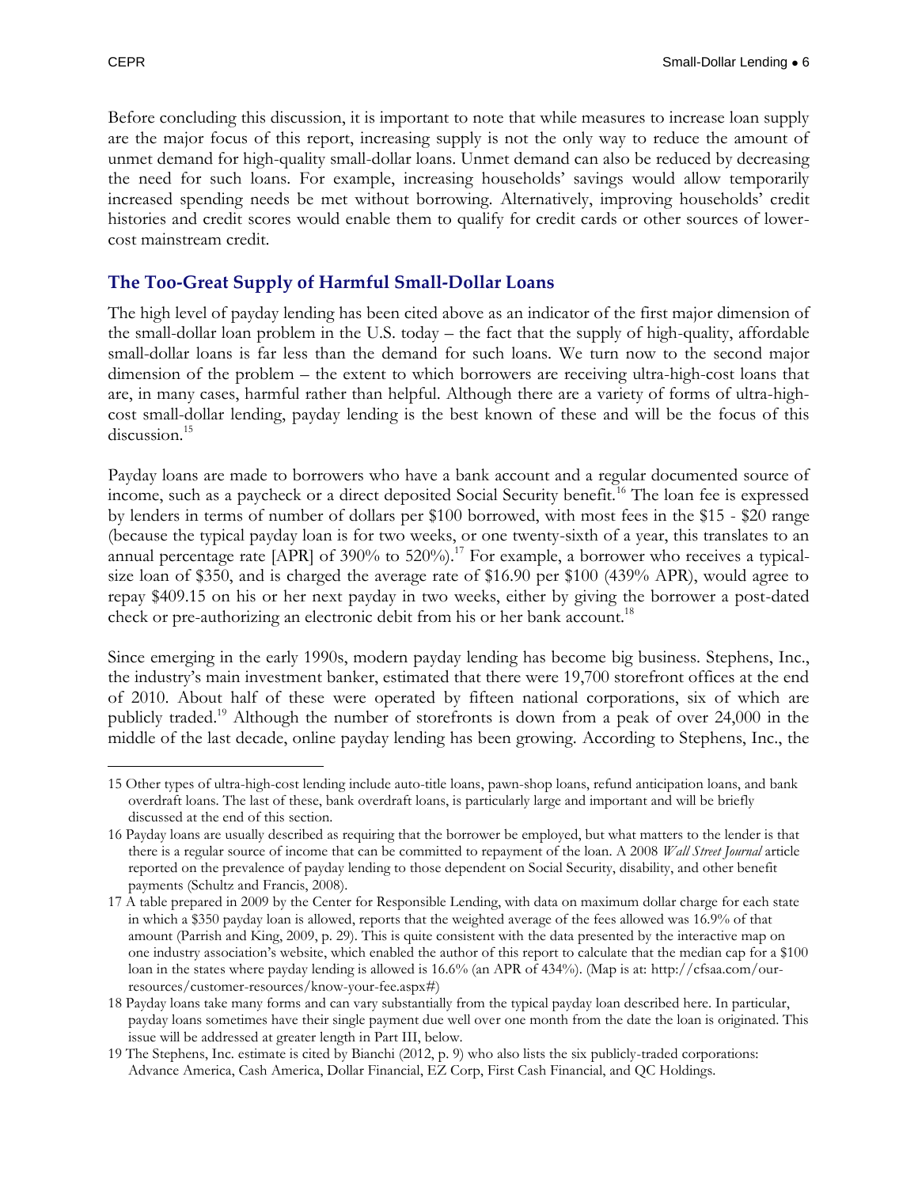Before concluding this discussion, it is important to note that while measures to increase loan supply are the major focus of this report, increasing supply is not the only way to reduce the amount of unmet demand for high-quality small-dollar loans. Unmet demand can also be reduced by decreasing the need for such loans. For example, increasing households' savings would allow temporarily increased spending needs be met without borrowing. Alternatively, improving households' credit histories and credit scores would enable them to qualify for credit cards or other sources of lower-cost mainstream credit.

### The Too-Great Supply of Harmful Small-Dollar Loans

The high level of payday lending has been cited above as an indicator of the first major dimension of the small-dollar loan problem in the U.S. today – the fact that the supply of high-quality, affordable small-dollar loans is far less than the demand for such loans. We turn now to the second major dimension of the problem – the extent to which borrowers are receiving ultra-high-cost loans that are, in many cases, harmful rather than helpful. Although there are a variety of forms of ultra-high-cost small-dollar lending, payday lending is the best known of these and will be the focus of this discussion.[15]

Payday loans are made to borrowers who have a bank account and a regular documented source of income, such as a paycheck or a direct deposited Social Security benefit.[16] The loan fee is expressed by lenders in terms of number of dollars per $100 borrowed, with most fees in the $15 - $20 range (because the typical payday loan is for two weeks, or one twenty-sixth of a year, this translates to an annual percentage rate [APR] of 390% to 520%).[17] For example, a borrower who receives a typical-size loan of $350, and is charged the average rate of $16.90 per $100 (439% APR), would agree to repay $409.15 on his or her next payday in two weeks, either by giving the borrower a post-dated check or pre-authorizing an electronic debit from his or her bank account.[18]

Since emerging in the early 1990s, modern payday lending has become big business. Stephens, Inc., the industry's main investment banker, estimated that there were 19,700 storefront offices at the end of 2010. About half of these were operated by fifteen national corporations, six of which are publicly traded.[19] Although the number of storefronts is down from a peak of over 24,000 in the middle of the last decade, online payday lending has been growing. According to Stephens, Inc., the

---

15 Other types of ultra-high-cost lending include auto-title loans, pawn-shop loans, refund anticipation loans, and bank overdraft loans. The last of these, bank overdraft loans, is particularly large and important and will be briefly discussed at the end of this section.

16 Payday loans are usually described as requiring that the borrower be employed, but what matters to the lender is that there is a regular source of income that can be committed to repayment of the loan. A 2008 *Wall Street Journal* article reported on the prevalence of payday lending to those dependent on Social Security, disability, and other benefit payments (Schultz and Francis, 2008).

17 A table prepared in 2009 by the Center for Responsible Lending, with data on maximum dollar charge for each state in which a $350 payday loan is allowed, reports that the weighted average of the fees allowed was 16.9% of that amount (Parrish and King, 2009, p. 29). This is quite consistent with the data presented by the interactive map on one industry association's website, which enabled the author of this report to calculate that the median cap for a $100 loan in the states where payday lending is allowed is 16.6% (an APR of 434%). (Map is at: http://cfsaa.com/our-resources/customer-resources/know-your-fee.aspx#)

18 Payday loans take many forms and can vary substantially from the typical payday loan described here. In particular, payday loans sometimes have their single payment due well over one month from the date the loan is originated. This issue will be addressed at greater length in Part III, below.

19 The Stephens, Inc. estimate is cited by Bianchi (2012, p. 9) who also lists the six publicly-traded corporations: Advance America, Cash America, Dollar Financial, EZ Corp, First Cash Financial, and QC Holdings.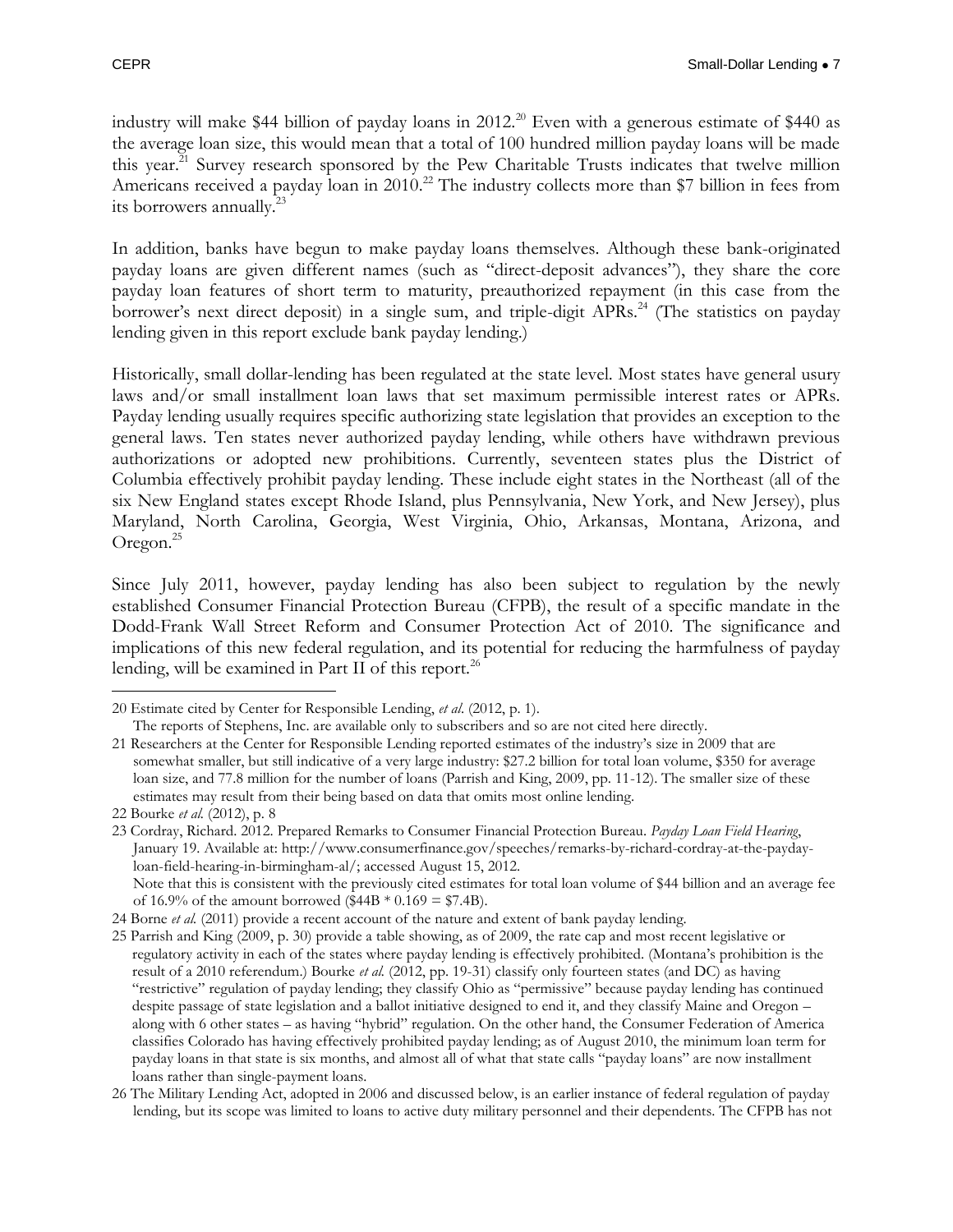industry will make $44 billion of payday loans in 2012.[20] Even with a generous estimate of $440 as the average loan size, this would mean that a total of 100 hundred million payday loans will be made this year.[21] Survey research sponsored by the Pew Charitable Trusts indicates that twelve million Americans received a payday loan in 2010.[22] The industry collects more than $7 billion in fees from its borrowers annually.[23]

In addition, banks have begun to make payday loans themselves. Although these bank-originated payday loans are given different names (such as "direct-deposit advances"), they share the core payday loan features of short term to maturity, preauthorized repayment (in this case from the borrower's next direct deposit) in a single sum, and triple-digit APRs.[24] (The statistics on payday lending given in this report exclude bank payday lending.)

Historically, small dollar-lending has been regulated at the state level. Most states have general usury laws and/or small installment loan laws that set maximum permissible interest rates or APRs. Payday lending usually requires specific authorizing state legislation that provides an exception to the general laws. Ten states never authorized payday lending, while others have withdrawn previous authorizations or adopted new prohibitions. Currently, seventeen states plus the District of Columbia effectively prohibit payday lending. These include eight states in the Northeast (all of the six New England states except Rhode Island, plus Pennsylvania, New York, and New Jersey), plus Maryland, North Carolina, Georgia, West Virginia, Ohio, Arkansas, Montana, Arizona, and Oregon.[25]

Since July 2011, however, payday lending has also been subject to regulation by the newly established Consumer Financial Protection Bureau (CFPB), the result of a specific mandate in the Dodd-Frank Wall Street Reform and Consumer Protection Act of 2010. The significance and implications of this new federal regulation, and its potential for reducing the harmfulness of payday lending, will be examined in Part II of this report.[26]

---

20 Estimate cited by Center for Responsible Lending, *et al*. (2012, p. 1).
The reports of Stephens, Inc. are available only to subscribers and so are not cited here directly.

21 Researchers at the Center for Responsible Lending reported estimates of the industry's size in 2009 that are somewhat smaller, but still indicative of a very large industry: $27.2 billion for total loan volume, $350 for average loan size, and 77.8 million for the number of loans (Parrish and King, 2009, pp. 11-12). The smaller size of these estimates may result from their being based on data that omits most online lending.

22 Bourke *et al.* (2012), p. 8

23 Cordray, Richard. 2012. Prepared Remarks to Consumer Financial Protection Bureau. *Payday Loan Field Hearing*, January 19. Available at: http://www.consumerfinance.gov/speeches/remarks-by-richard-cordray-at-the-payday-loan-field-hearing-in-birmingham-al/; accessed August 15, 2012.
Note that this is consistent with the previously cited estimates for total loan volume of $44 billion and an average fee of 16.9% of the amount borrowed ($44B * 0.169 = $7.4B).

24 Borne *et al.* (2011) provide a recent account of the nature and extent of bank payday lending.

25 Parrish and King (2009, p. 30) provide a table showing, as of 2009, the rate cap and most recent legislative or regulatory activity in each of the states where payday lending is effectively prohibited. (Montana's prohibition is the result of a 2010 referendum.) Bourke *et al.* (2012, pp. 19-31) classify only fourteen states (and DC) as having "restrictive" regulation of payday lending; they classify Ohio as "permissive" because payday lending has continued despite passage of state legislation and a ballot initiative designed to end it, and they classify Maine and Oregon – along with 6 other states – as having "hybrid" regulation. On the other hand, the Consumer Federation of America classifies Colorado has having effectively prohibited payday lending; as of August 2010, the minimum loan term for payday loans in that state is six months, and almost all of what that state calls "payday loans" are now installment loans rather than single-payment loans.

26 The Military Lending Act, adopted in 2006 and discussed below, is an earlier instance of federal regulation of payday lending, but its scope was limited to loans to active duty military personnel and their dependents. The CFPB has not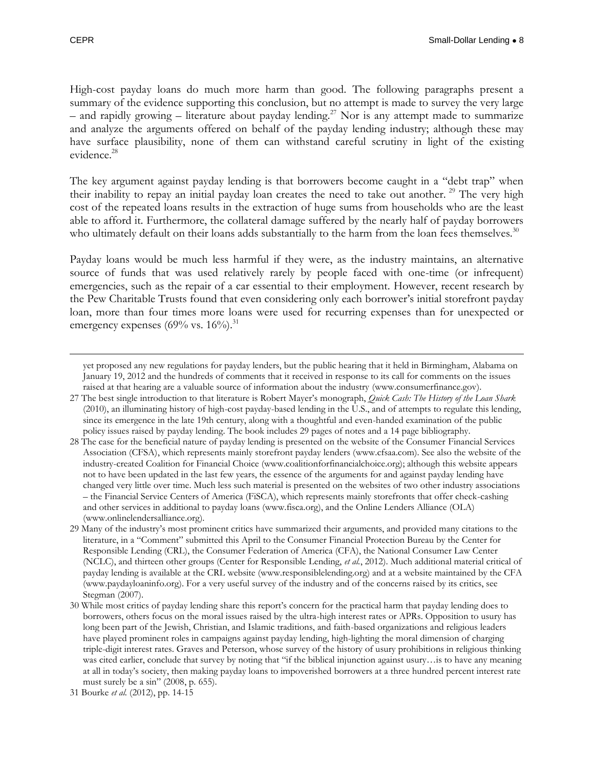High-cost payday loans do much more harm than good. The following paragraphs present a summary of the evidence supporting this conclusion, but no attempt is made to survey the very large – and rapidly growing – literature about payday lending.[27] Nor is any attempt made to summarize and analyze the arguments offered on behalf of the payday lending industry; although these may have surface plausibility, none of them can withstand careful scrutiny in light of the existing evidence.[28]

The key argument against payday lending is that borrowers become caught in a "debt trap" when their inability to repay an initial payday loan creates the need to take out another.[29] The very high cost of the repeated loans results in the extraction of huge sums from households who are the least able to afford it. Furthermore, the collateral damage suffered by the nearly half of payday borrowers who ultimately default on their loans adds substantially to the harm from the loan fees themselves.[30]

Payday loans would be much less harmful if they were, as the industry maintains, an alternative source of funds that was used relatively rarely by people faced with one-time (or infrequent) emergencies, such as the repair of a car essential to their employment. However, recent research by the Pew Charitable Trusts found that even considering only each borrower's initial storefront payday loan, more than four times more loans were used for recurring expenses than for unexpected or emergency expenses (69% vs. 16%).[31]

---

yet proposed any new regulations for payday lenders, but the public hearing that it held in Birmingham, Alabama on January 19, 2012 and the hundreds of comments that it received in response to its call for comments on the issues raised at that hearing are a valuable source of information about the industry (www.consumerfinance.gov).

27 The best single introduction to that literature is Robert Mayer's monograph, *Quick Cash: The History of the Loan Shark* (2010), an illuminating history of high-cost payday-based lending in the U.S., and of attempts to regulate this lending, since its emergence in the late 19th century, along with a thoughtful and even-handed examination of the public policy issues raised by payday lending. The book includes 29 pages of notes and a 14 page bibliography.

28 The case for the beneficial nature of payday lending is presented on the website of the Consumer Financial Services Association (CFSA), which represents mainly storefront payday lenders (www.cfsaa.com). See also the website of the industry-created Coalition for Financial Choice (www.coalitionforfinancialchoice.org); although this website appears not to have been updated in the last few years, the essence of the arguments for and against payday lending have changed very little over time. Much less such material is presented on the websites of two other industry associations – the Financial Service Centers of America (FiSCA), which represents mainly storefronts that offer check-cashing and other services in additional to payday loans (www.fisca.org), and the Online Lenders Alliance (OLA) (www.onlinelendersalliance.org).

29 Many of the industry's most prominent critics have summarized their arguments, and provided many citations to the literature, in a "Comment" submitted this April to the Consumer Financial Protection Bureau by the Center for Responsible Lending (CRL), the Consumer Federation of America (CFA), the National Consumer Law Center (NCLC), and thirteen other groups (Center for Responsible Lending, *et al.*, 2012). Much additional material critical of payday lending is available at the CRL website (www.responsiblelending.org) and at a website maintained by the CFA (www.paydayloaninfo.org). For a very useful survey of the industry and of the concerns raised by its critics, see Stegman (2007).

30 While most critics of payday lending share this report's concern for the practical harm that payday lending does to borrowers, others focus on the moral issues raised by the ultra-high interest rates or APRs. Opposition to usury has long been part of the Jewish, Christian, and Islamic traditions, and faith-based organizations and religious leaders have played prominent roles in campaigns against payday lending, high-lighting the moral dimension of charging triple-digit interest rates. Graves and Peterson, whose survey of the history of usury prohibitions in religious thinking was cited earlier, conclude that survey by noting that "if the biblical injunction against usury…is to have any meaning at all in today's society, then making payday loans to impoverished borrowers at a three hundred percent interest rate must surely be a sin" (2008, p. 655).

31 Bourke *et al.* (2012), pp. 14-15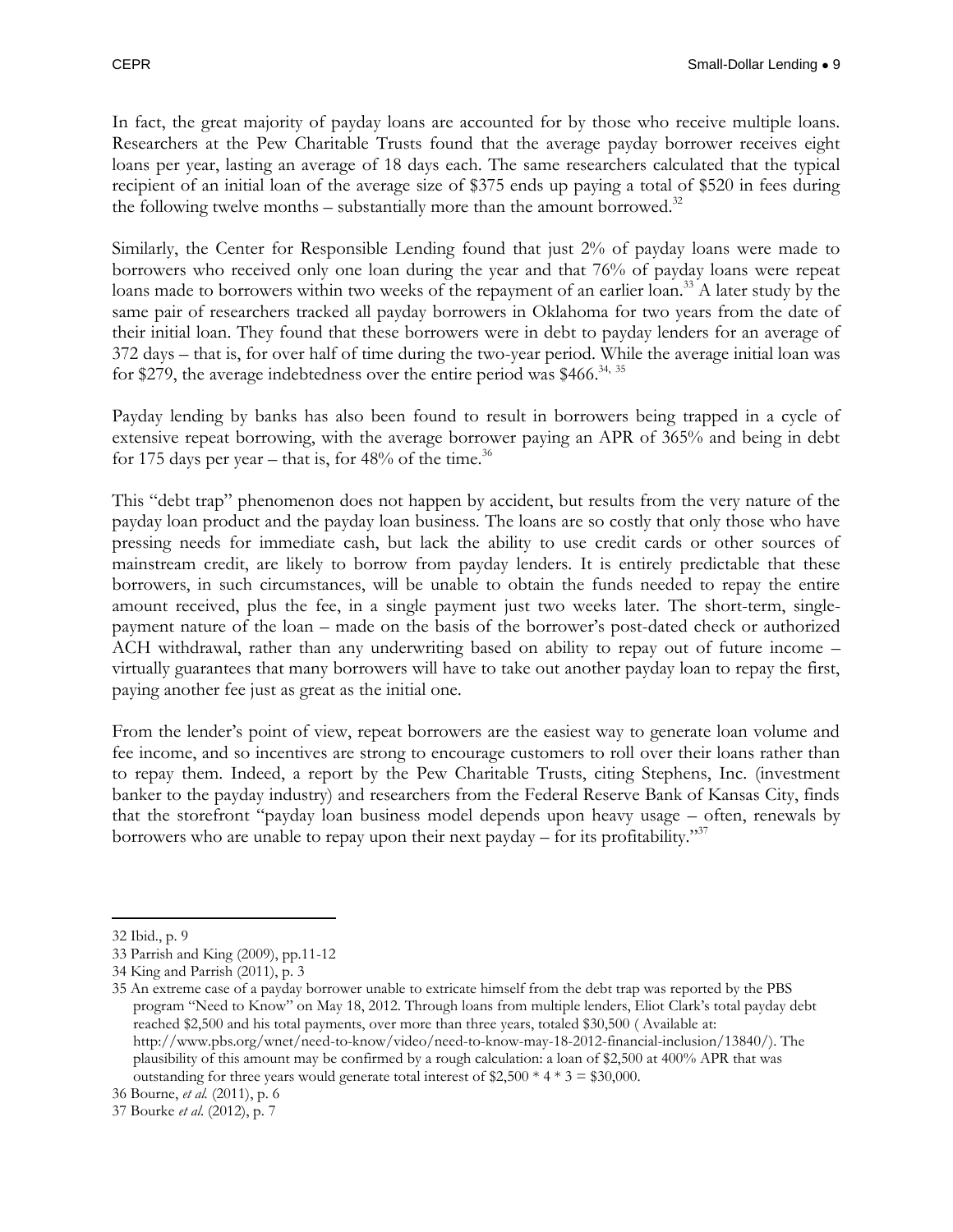In fact, the great majority of payday loans are accounted for by those who receive multiple loans. Researchers at the Pew Charitable Trusts found that the average payday borrower receives eight loans per year, lasting an average of 18 days each. The same researchers calculated that the typical recipient of an initial loan of the average size of $375 ends up paying a total of $520 in fees during the following twelve months – substantially more than the amount borrowed.[32]

Similarly, the Center for Responsible Lending found that just 2% of payday loans were made to borrowers who received only one loan during the year and that 76% of payday loans were repeat loans made to borrowers within two weeks of the repayment of an earlier loan.[33] A later study by the same pair of researchers tracked all payday borrowers in Oklahoma for two years from the date of their initial loan. They found that these borrowers were in debt to payday lenders for an average of 372 days – that is, for over half of time during the two-year period. While the average initial loan was for $279, the average indebtedness over the entire period was $466.[34, 35]

Payday lending by banks has also been found to result in borrowers being trapped in a cycle of extensive repeat borrowing, with the average borrower paying an APR of 365% and being in debt for 175 days per year – that is, for 48% of the time.[36]

This "debt trap" phenomenon does not happen by accident, but results from the very nature of the payday loan product and the payday loan business. The loans are so costly that only those who have pressing needs for immediate cash, but lack the ability to use credit cards or other sources of mainstream credit, are likely to borrow from payday lenders. It is entirely predictable that these borrowers, in such circumstances, will be unable to obtain the funds needed to repay the entire amount received, plus the fee, in a single payment just two weeks later. The short-term, single-payment nature of the loan – made on the basis of the borrower's post-dated check or authorized ACH withdrawal, rather than any underwriting based on ability to repay out of future income – virtually guarantees that many borrowers will have to take out another payday loan to repay the first, paying another fee just as great as the initial one.

From the lender's point of view, repeat borrowers are the easiest way to generate loan volume and fee income, and so incentives are strong to encourage customers to roll over their loans rather than to repay them. Indeed, a report by the Pew Charitable Trusts, citing Stephens, Inc. (investment banker to the payday industry) and researchers from the Federal Reserve Bank of Kansas City, finds that the storefront "payday loan business model depends upon heavy usage – often, renewals by borrowers who are unable to repay upon their next payday – for its profitability."[37]

---

32 Ibid., p. 9

33 Parrish and King (2009), pp.11-12

34 King and Parrish (2011), p. 3

35 An extreme case of a payday borrower unable to extricate himself from the debt trap was reported by the PBS program "Need to Know" on May 18, 2012. Through loans from multiple lenders, Eliot Clark's total payday debt reached $2,500 and his total payments, over more than three years, totaled $30,500 ( Available at: http://www.pbs.org/wnet/need-to-know/video/need-to-know-may-18-2012-financial-inclusion/13840/). The plausibility of this amount may be confirmed by a rough calculation: a loan of $2,500 at 400% APR that was outstanding for three years would generate total interest of $2,500 * 4 * 3 = $30,000.

36 Bourne, *et al.* (2011), p. 6

37 Bourke *et al.* (2012), p. 7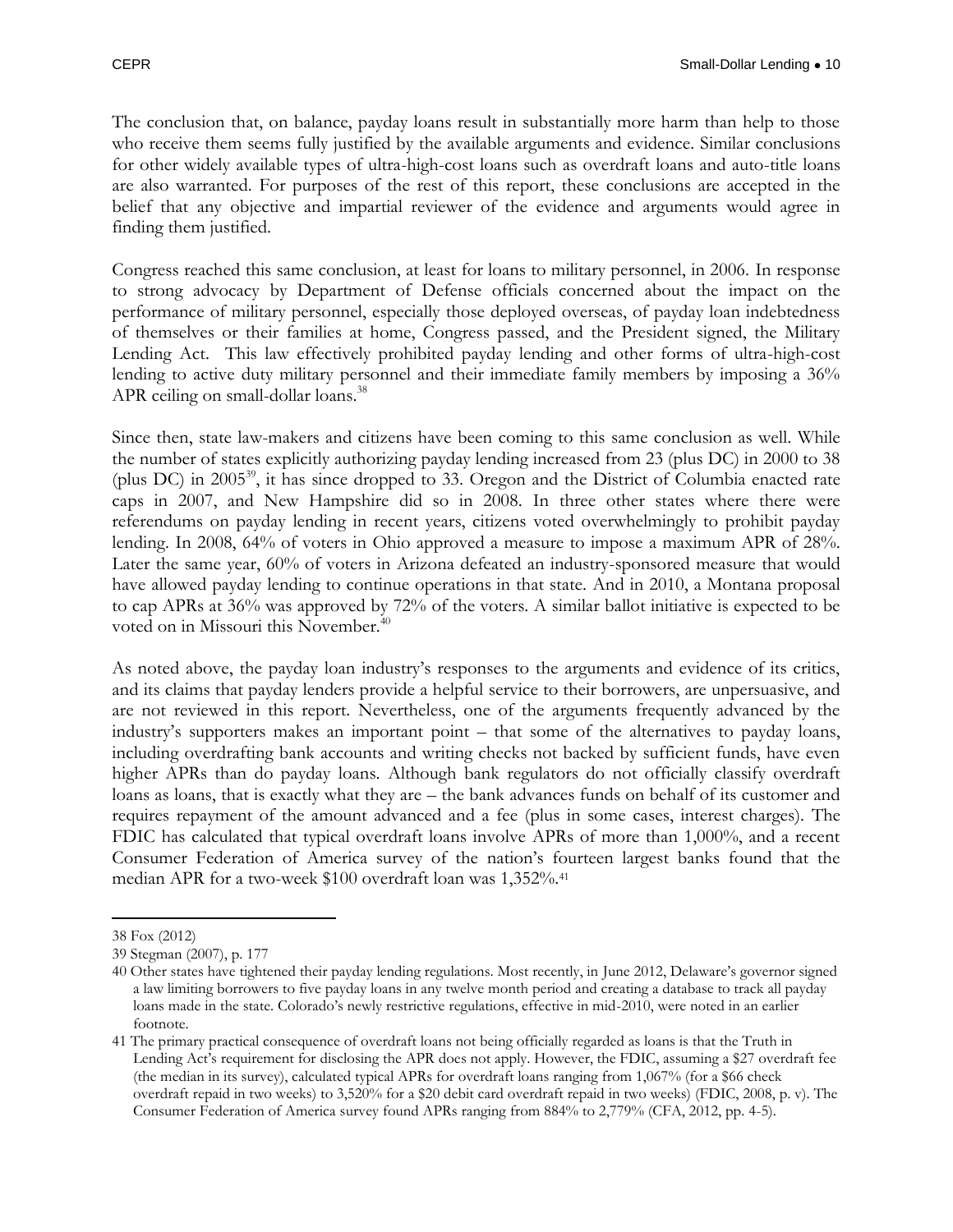The conclusion that, on balance, payday loans result in substantially more harm than help to those who receive them seems fully justified by the available arguments and evidence. Similar conclusions for other widely available types of ultra-high-cost loans such as overdraft loans and auto-title loans are also warranted. For purposes of the rest of this report, these conclusions are accepted in the belief that any objective and impartial reviewer of the evidence and arguments would agree in finding them justified.

Congress reached this same conclusion, at least for loans to military personnel, in 2006. In response to strong advocacy by Department of Defense officials concerned about the impact on the performance of military personnel, especially those deployed overseas, of payday loan indebtedness of themselves or their families at home, Congress passed, and the President signed, the Military Lending Act. This law effectively prohibited payday lending and other forms of ultra-high-cost lending to active duty military personnel and their immediate family members by imposing a 36% APR ceiling on small-dollar loans.[38]

Since then, state law-makers and citizens have been coming to this same conclusion as well. While the number of states explicitly authorizing payday lending increased from 23 (plus DC) in 2000 to 38 (plus DC) in 2005[39], it has since dropped to 33. Oregon and the District of Columbia enacted rate caps in 2007, and New Hampshire did so in 2008. In three other states where there were referendums on payday lending in recent years, citizens voted overwhelmingly to prohibit payday lending. In 2008, 64% of voters in Ohio approved a measure to impose a maximum APR of 28%. Later the same year, 60% of voters in Arizona defeated an industry-sponsored measure that would have allowed payday lending to continue operations in that state. And in 2010, a Montana proposal to cap APRs at 36% was approved by 72% of the voters. A similar ballot initiative is expected to be voted on in Missouri this November.[40]

As noted above, the payday loan industry's responses to the arguments and evidence of its critics, and its claims that payday lenders provide a helpful service to their borrowers, are unpersuasive, and are not reviewed in this report. Nevertheless, one of the arguments frequently advanced by the industry's supporters makes an important point – that some of the alternatives to payday loans, including overdrafting bank accounts and writing checks not backed by sufficient funds, have even higher APRs than do payday loans. Although bank regulators do not officially classify overdraft loans as loans, that is exactly what they are – the bank advances funds on behalf of its customer and requires repayment of the amount advanced and a fee (plus in some cases, interest charges). The FDIC has calculated that typical overdraft loans involve APRs of more than 1,000%, and a recent Consumer Federation of America survey of the nation's fourteen largest banks found that the median APR for a two-week $100 overdraft loan was 1,352%.[41]

---

38 Fox (2012)

39 Stegman (2007), p. 177

40 Other states have tightened their payday lending regulations. Most recently, in June 2012, Delaware's governor signed a law limiting borrowers to five payday loans in any twelve month period and creating a database to track all payday loans made in the state. Colorado's newly restrictive regulations, effective in mid-2010, were noted in an earlier footnote.

41 The primary practical consequence of overdraft loans not being officially regarded as loans is that the Truth in Lending Act's requirement for disclosing the APR does not apply. However, the FDIC, assuming a $27 overdraft fee (the median in its survey), calculated typical APRs for overdraft loans ranging from 1,067% (for a $66 check overdraft repaid in two weeks) to 3,520% for a $20 debit card overdraft repaid in two weeks) (FDIC, 2008, p. v). The Consumer Federation of America survey found APRs ranging from 884% to 2,779% (CFA, 2012, pp. 4-5).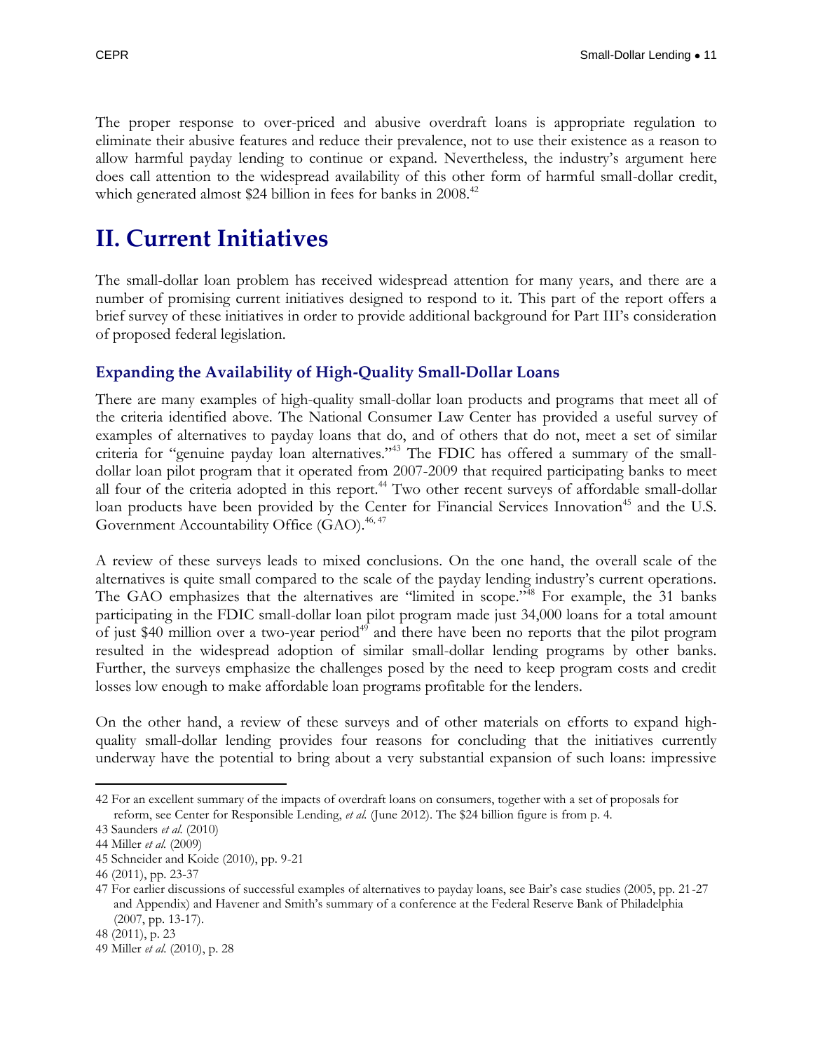The proper response to over-priced and abusive overdraft loans is appropriate regulation to eliminate their abusive features and reduce their prevalence, not to use their existence as a reason to allow harmful payday lending to continue or expand. Nevertheless, the industry's argument here does call attention to the widespread availability of this other form of harmful small-dollar credit, which generated almost $24 billion in fees for banks in 2008.[42]

# II. Current Initiatives

The small-dollar loan problem has received widespread attention for many years, and there are a number of promising current initiatives designed to respond to it. This part of the report offers a brief survey of these initiatives in order to provide additional background for Part III's consideration of proposed federal legislation.

## Expanding the Availability of High-Quality Small-Dollar Loans

There are many examples of high-quality small-dollar loan products and programs that meet all of the criteria identified above. The National Consumer Law Center has provided a useful survey of examples of alternatives to payday loans that do, and of others that do not, meet a set of similar criteria for "genuine payday loan alternatives."[43] The FDIC has offered a summary of the small-dollar loan pilot program that it operated from 2007-2009 that required participating banks to meet all four of the criteria adopted in this report.[44] Two other recent surveys of affordable small-dollar loan products have been provided by the Center for Financial Services Innovation[45] and the U.S. Government Accountability Office (GAO).[46, 47]

A review of these surveys leads to mixed conclusions. On the one hand, the overall scale of the alternatives is quite small compared to the scale of the payday lending industry's current operations. The GAO emphasizes that the alternatives are "limited in scope."[48] For example, the 31 banks participating in the FDIC small-dollar loan pilot program made just 34,000 loans for a total amount of just $40 million over a two-year period[49] and there have been no reports that the pilot program resulted in the widespread adoption of similar small-dollar lending programs by other banks. Further, the surveys emphasize the challenges posed by the need to keep program costs and credit losses low enough to make affordable loan programs profitable for the lenders.

On the other hand, a review of these surveys and of other materials on efforts to expand high-quality small-dollar lending provides four reasons for concluding that the initiatives currently underway have the potential to bring about a very substantial expansion of such loans: impressive

42 For an excellent summary of the impacts of overdraft loans on consumers, together with a set of proposals for reform, see Center for Responsible Lending, *et al.* (June 2012). The $24 billion figure is from p. 4.

43 Saunders *et al.* (2010)

44 Miller *et al.* (2009)

45 Schneider and Koide (2010), pp. 9-21

46 (2011), pp. 23-37

47 For earlier discussions of successful examples of alternatives to payday loans, see Bair's case studies (2005, pp. 21-27 and Appendix) and Havener and Smith's summary of a conference at the Federal Reserve Bank of Philadelphia (2007, pp. 13-17).

48 (2011), p. 23

49 Miller *et al.* (2010), p. 28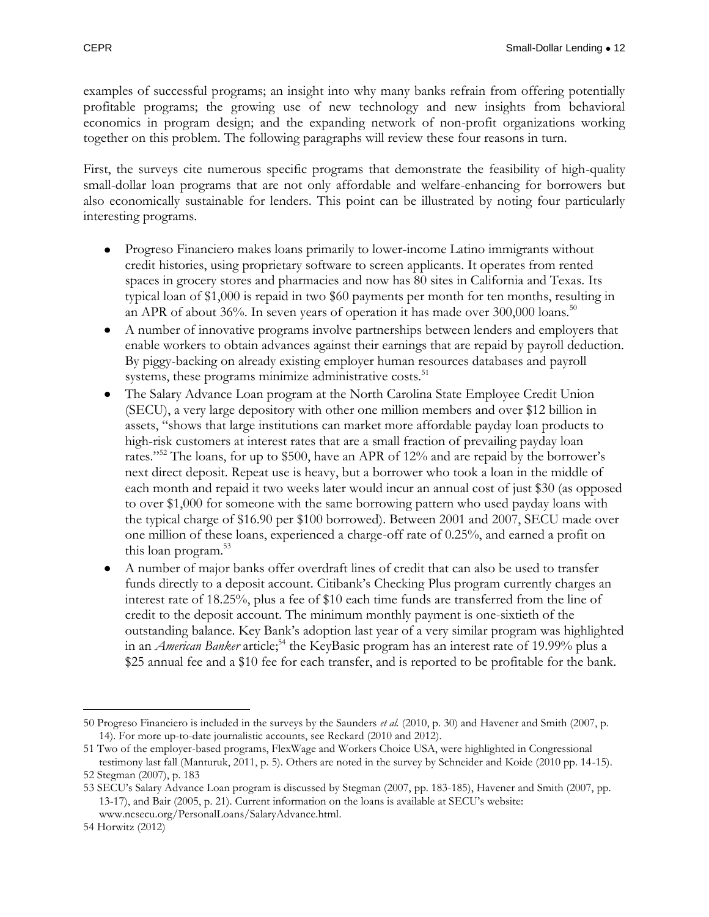examples of successful programs; an insight into why many banks refrain from offering potentially profitable programs; the growing use of new technology and new insights from behavioral economics in program design; and the expanding network of non-profit organizations working together on this problem. The following paragraphs will review these four reasons in turn.

First, the surveys cite numerous specific programs that demonstrate the feasibility of high-quality small-dollar loan programs that are not only affordable and welfare-enhancing for borrowers but also economically sustainable for lenders. This point can be illustrated by noting four particularly interesting programs.

- Progreso Financiero makes loans primarily to lower-income Latino immigrants without credit histories, using proprietary software to screen applicants. It operates from rented spaces in grocery stores and pharmacies and now has 80 sites in California and Texas. Its typical loan of $1,000 is repaid in two $60 payments per month for ten months, resulting in an APR of about 36%. In seven years of operation it has made over 300,000 loans.[50]
- A number of innovative programs involve partnerships between lenders and employers that enable workers to obtain advances against their earnings that are repaid by payroll deduction. By piggy-backing on already existing employer human resources databases and payroll systems, these programs minimize administrative costs.[51]
- The Salary Advance Loan program at the North Carolina State Employee Credit Union (SECU), a very large depository with other one million members and over $12 billion in assets, "shows that large institutions can market more affordable payday loan products to high-risk customers at interest rates that are a small fraction of prevailing payday loan rates."[52] The loans, for up to $500, have an APR of 12% and are repaid by the borrower's next direct deposit. Repeat use is heavy, but a borrower who took a loan in the middle of each month and repaid it two weeks later would incur an annual cost of just $30 (as opposed to over $1,000 for someone with the same borrowing pattern who used payday loans with the typical charge of $16.90 per $100 borrowed). Between 2001 and 2007, SECU made over one million of these loans, experienced a charge-off rate of 0.25%, and earned a profit on this loan program.[53]
- A number of major banks offer overdraft lines of credit that can also be used to transfer funds directly to a deposit account. Citibank's Checking Plus program currently charges an interest rate of 18.25%, plus a fee of $10 each time funds are transferred from the line of credit to the deposit account. The minimum monthly payment is one-sixtieth of the outstanding balance. Key Bank's adoption last year of a very similar program was highlighted in an *American Banker* article;[54] the KeyBasic program has an interest rate of 19.99% plus a $25 annual fee and a $10 fee for each transfer, and is reported to be profitable for the bank.

---

50 Progreso Financiero is included in the surveys by the Saunders *et al.* (2010, p. 30) and Havener and Smith (2007, p. 14). For more up-to-date journalistic accounts, see Reckard (2010 and 2012).

51 Two of the employer-based programs, FlexWage and Workers Choice USA, were highlighted in Congressional testimony last fall (Manturuk, 2011, p. 5). Others are noted in the survey by Schneider and Koide (2010 pp. 14-15).

52 Stegman (2007), p. 183

53 SECU's Salary Advance Loan program is discussed by Stegman (2007, pp. 183-185), Havener and Smith (2007, pp. 13-17), and Bair (2005, p. 21). Current information on the loans is available at SECU's website: www.ncsecu.org/PersonalLoans/SalaryAdvance.html.

54 Horwitz (2012)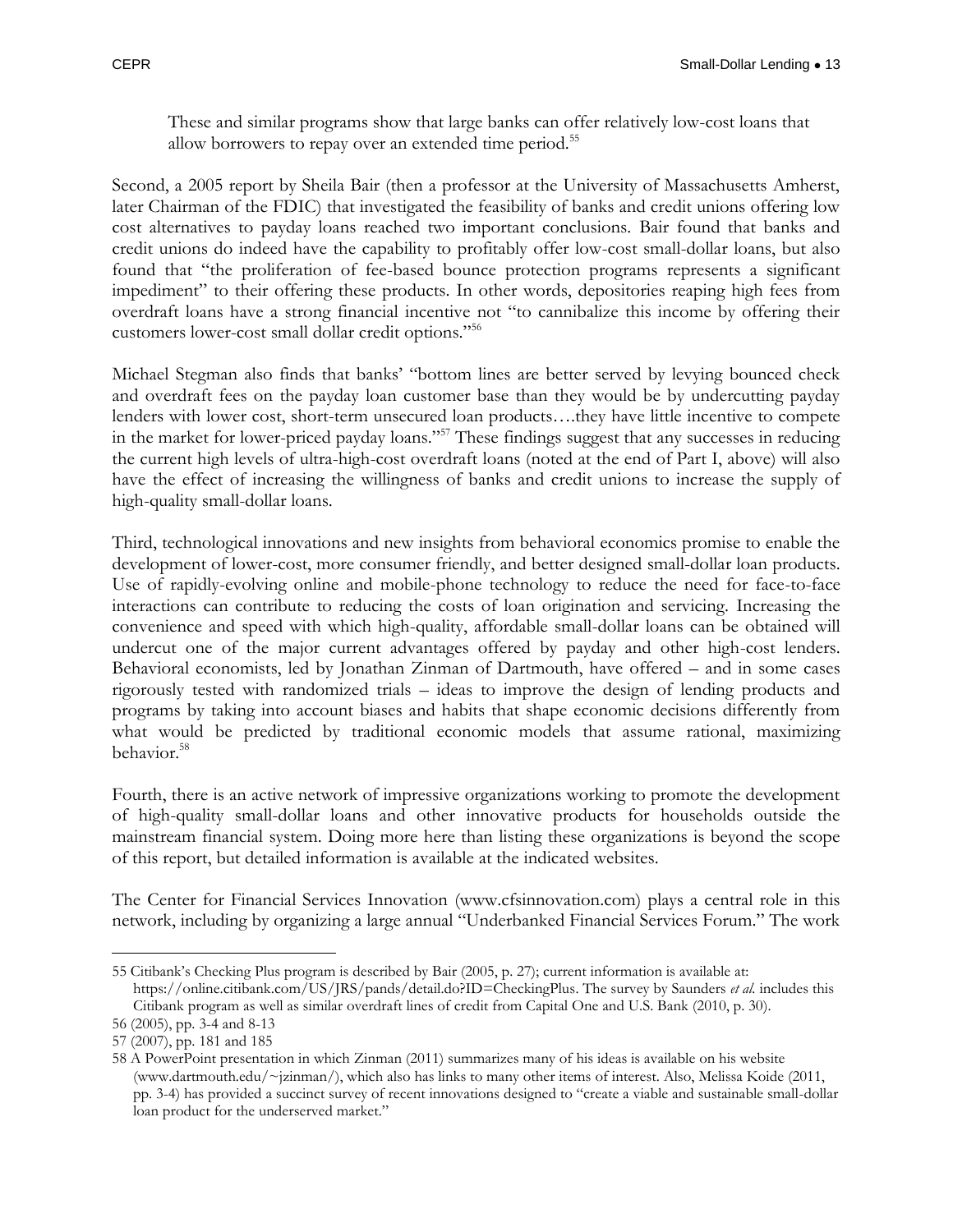> These and similar programs show that large banks can offer relatively low-cost loans that allow borrowers to repay over an extended time period.[55]

Second, a 2005 report by Sheila Bair (then a professor at the University of Massachusetts Amherst, later Chairman of the FDIC) that investigated the feasibility of banks and credit unions offering low cost alternatives to payday loans reached two important conclusions. Bair found that banks and credit unions do indeed have the capability to profitably offer low-cost small-dollar loans, but also found that "the proliferation of fee-based bounce protection programs represents a significant impediment" to their offering these products. In other words, depositories reaping high fees from overdraft loans have a strong financial incentive not "to cannibalize this income by offering their customers lower-cost small dollar credit options."[56]

Michael Stegman also finds that banks' "bottom lines are better served by levying bounced check and overdraft fees on the payday loan customer base than they would be by undercutting payday lenders with lower cost, short-term unsecured loan products….they have little incentive to compete in the market for lower-priced payday loans."[57] These findings suggest that any successes in reducing the current high levels of ultra-high-cost overdraft loans (noted at the end of Part I, above) will also have the effect of increasing the willingness of banks and credit unions to increase the supply of high-quality small-dollar loans.

Third, technological innovations and new insights from behavioral economics promise to enable the development of lower-cost, more consumer friendly, and better designed small-dollar loan products. Use of rapidly-evolving online and mobile-phone technology to reduce the need for face-to-face interactions can contribute to reducing the costs of loan origination and servicing. Increasing the convenience and speed with which high-quality, affordable small-dollar loans can be obtained will undercut one of the major current advantages offered by payday and other high-cost lenders. Behavioral economists, led by Jonathan Zinman of Dartmouth, have offered – and in some cases rigorously tested with randomized trials – ideas to improve the design of lending products and programs by taking into account biases and habits that shape economic decisions differently from what would be predicted by traditional economic models that assume rational, maximizing behavior.[58]

Fourth, there is an active network of impressive organizations working to promote the development of high-quality small-dollar loans and other innovative products for households outside the mainstream financial system. Doing more here than listing these organizations is beyond the scope of this report, but detailed information is available at the indicated websites.

The Center for Financial Services Innovation (www.cfsinnovation.com) plays a central role in this network, including by organizing a large annual "Underbanked Financial Services Forum." The work

---

55 Citibank's Checking Plus program is described by Bair (2005, p. 27); current information is available at: https://online.citibank.com/US/JRS/pands/detail.do?ID=CheckingPlus. The survey by Saunders *et al.* includes this Citibank program as well as similar overdraft lines of credit from Capital One and U.S. Bank (2010, p. 30).

56 (2005), pp. 3-4 and 8-13

57 (2007), pp. 181 and 185

58 A PowerPoint presentation in which Zinman (2011) summarizes many of his ideas is available on his website (www.dartmouth.edu/~jzinman/), which also has links to many other items of interest. Also, Melissa Koide (2011, pp. 3-4) has provided a succinct survey of recent innovations designed to "create a viable and sustainable small-dollar loan product for the underserved market."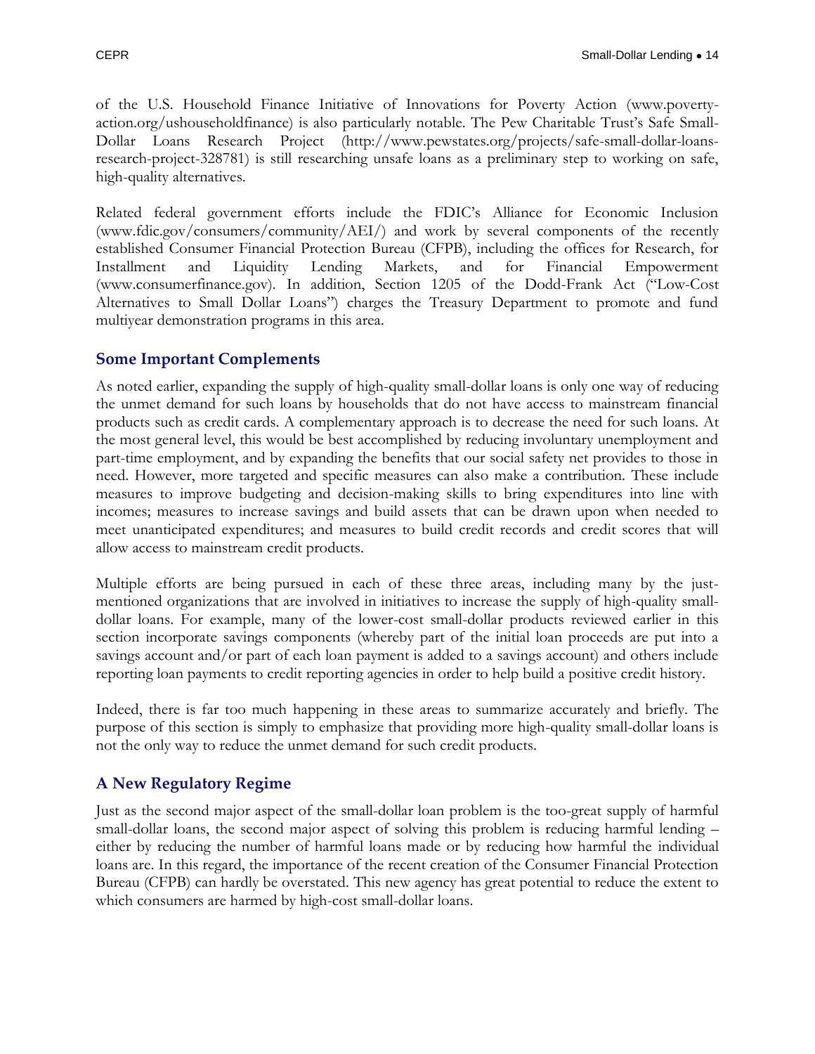of the U.S. Household Finance Initiative of Innovations for Poverty Action (www.poverty-action.org/ushouseholdfinance) is also particularly notable. The Pew Charitable Trust's Safe Small-Dollar Loans Research Project (http://www.pewstates.org/projects/safe-small-dollar-loans-research-project-328781) is still researching unsafe loans as a preliminary step to working on safe, high-quality alternatives.

Related federal government efforts include the FDIC's Alliance for Economic Inclusion (www.fdic.gov/consumers/community/AEI/) and work by several components of the recently established Consumer Financial Protection Bureau (CFPB), including the offices for Research, for Installment and Liquidity Lending Markets, and for Financial Empowerment (www.consumerfinance.gov). In addition, Section 1205 of the Dodd-Frank Act ("Low-Cost Alternatives to Small Dollar Loans") charges the Treasury Department to promote and fund multiyear demonstration programs in this area.

## Some Important Complements

As noted earlier, expanding the supply of high-quality small-dollar loans is only one way of reducing the unmet demand for such loans by households that do not have access to mainstream financial products such as credit cards. A complementary approach is to decrease the need for such loans. At the most general level, this would be best accomplished by reducing involuntary unemployment and part-time employment, and by expanding the benefits that our social safety net provides to those in need. However, more targeted and specific measures can also make a contribution. These include measures to improve budgeting and decision-making skills to bring expenditures into line with incomes; measures to increase savings and build assets that can be drawn upon when needed to meet unanticipated expenditures; and measures to build credit records and credit scores that will allow access to mainstream credit products.

Multiple efforts are being pursued in each of these three areas, including many by the just-mentioned organizations that are involved in initiatives to increase the supply of high-quality small-dollar loans. For example, many of the lower-cost small-dollar products reviewed earlier in this section incorporate savings components (whereby part of the initial loan proceeds are put into a savings account and/or part of each loan payment is added to a savings account) and others include reporting loan payments to credit reporting agencies in order to help build a positive credit history.

Indeed, there is far too much happening in these areas to summarize accurately and briefly. The purpose of this section is simply to emphasize that providing more high-quality small-dollar loans is not the only way to reduce the unmet demand for such credit products.

## A New Regulatory Regime

Just as the second major aspect of the small-dollar loan problem is the too-great supply of harmful small-dollar loans, the second major aspect of solving this problem is reducing harmful lending – either by reducing the number of harmful loans made or by reducing how harmful the individual loans are. In this regard, the importance of the recent creation of the Consumer Financial Protection Bureau (CFPB) can hardly be overstated. This new agency has great potential to reduce the extent to which consumers are harmed by high-cost small-dollar loans.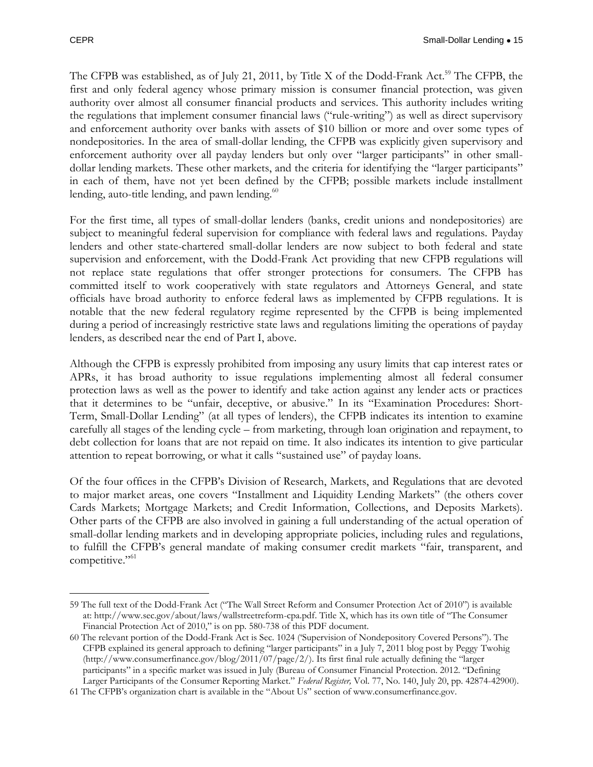The CFPB was established, as of July 21, 2011, by Title X of the Dodd-Frank Act.[59] The CFPB, the first and only federal agency whose primary mission is consumer financial protection, was given authority over almost all consumer financial products and services. This authority includes writing the regulations that implement consumer financial laws ("rule-writing") as well as direct supervisory and enforcement authority over banks with assets of $10 billion or more and over some types of nondepositories. In the area of small-dollar lending, the CFPB was explicitly given supervisory and enforcement authority over all payday lenders but only over "larger participants" in other small-dollar lending markets. These other markets, and the criteria for identifying the "larger participants" in each of them, have not yet been defined by the CFPB; possible markets include installment lending, auto-title lending, and pawn lending.[60]

For the first time, all types of small-dollar lenders (banks, credit unions and nondepositories) are subject to meaningful federal supervision for compliance with federal laws and regulations. Payday lenders and other state-chartered small-dollar lenders are now subject to both federal and state supervision and enforcement, with the Dodd-Frank Act providing that new CFPB regulations will not replace state regulations that offer stronger protections for consumers. The CFPB has committed itself to work cooperatively with state regulators and Attorneys General, and state officials have broad authority to enforce federal laws as implemented by CFPB regulations. It is notable that the new federal regulatory regime represented by the CFPB is being implemented during a period of increasingly restrictive state laws and regulations limiting the operations of payday lenders, as described near the end of Part I, above.

Although the CFPB is expressly prohibited from imposing any usury limits that cap interest rates or APRs, it has broad authority to issue regulations implementing almost all federal consumer protection laws as well as the power to identify and take action against any lender acts or practices that it determines to be "unfair, deceptive, or abusive." In its "Examination Procedures: Short-Term, Small-Dollar Lending" (at all types of lenders), the CFPB indicates its intention to examine carefully all stages of the lending cycle – from marketing, through loan origination and repayment, to debt collection for loans that are not repaid on time. It also indicates its intention to give particular attention to repeat borrowing, or what it calls "sustained use" of payday loans.

Of the four offices in the CFPB's Division of Research, Markets, and Regulations that are devoted to major market areas, one covers "Installment and Liquidity Lending Markets" (the others cover Cards Markets; Mortgage Markets; and Credit Information, Collections, and Deposits Markets). Other parts of the CFPB are also involved in gaining a full understanding of the actual operation of small-dollar lending markets and in developing appropriate policies, including rules and regulations, to fulfill the CFPB's general mandate of making consumer credit markets "fair, transparent, and competitive."[61]

---

59 The full text of the Dodd-Frank Act ("The Wall Street Reform and Consumer Protection Act of 2010") is available at: http://www.sec.gov/about/laws/wallstreetreform-cpa.pdf. Title X, which has its own title of "The Consumer Financial Protection Act of 2010," is on pp. 580-738 of this PDF document.

60 The relevant portion of the Dodd-Frank Act is Sec. 1024 ('Supervision of Nondepository Covered Persons"). The CFPB explained its general approach to defining "larger participants" in a July 7, 2011 blog post by Peggy Twohig (http://www.consumerfinance.gov/blog/2011/07/page/2/). Its first final rule actually defining the "larger participants" in a specific market was issued in July (Bureau of Consumer Financial Protection. 2012. "Defining Larger Participants of the Consumer Reporting Market." *Federal Register,* Vol. 77, No. 140, July 20, pp. 42874-42900).

61 The CFPB's organization chart is available in the "About Us" section of www.consumerfinance.gov.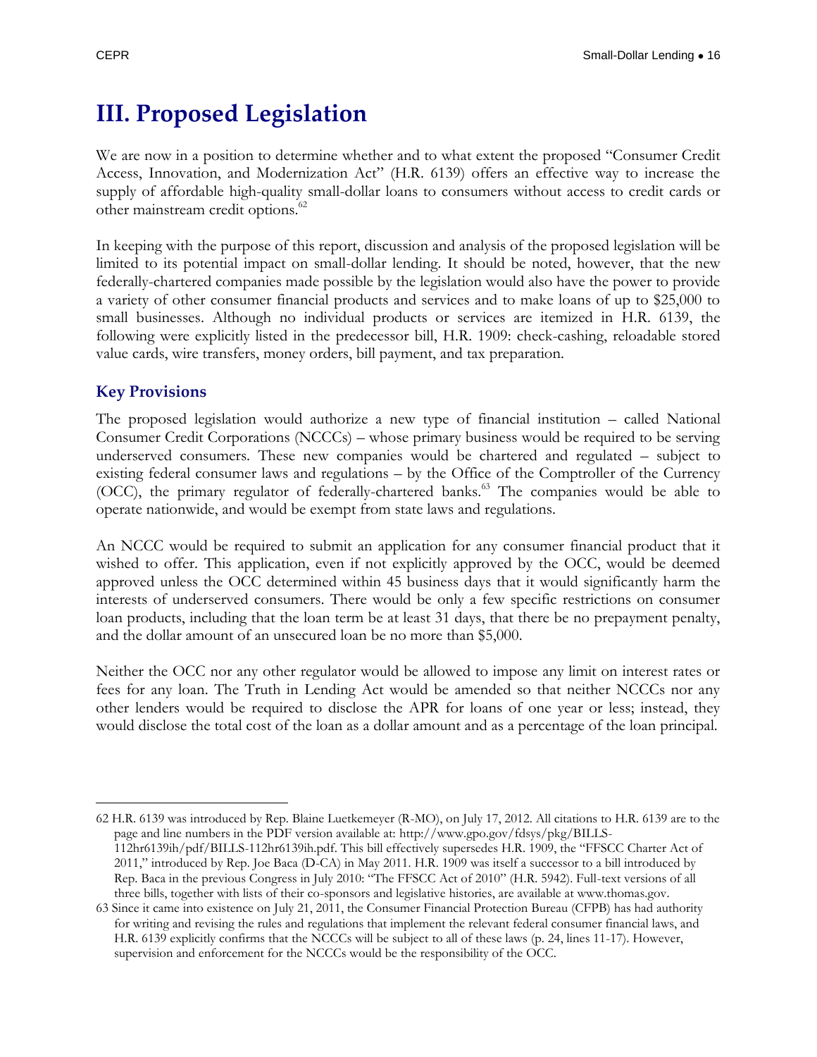# III. Proposed Legislation

We are now in a position to determine whether and to what extent the proposed "Consumer Credit Access, Innovation, and Modernization Act" (H.R. 6139) offers an effective way to increase the supply of affordable high-quality small-dollar loans to consumers without access to credit cards or other mainstream credit options.[62]

In keeping with the purpose of this report, discussion and analysis of the proposed legislation will be limited to its potential impact on small-dollar lending. It should be noted, however, that the new federally-chartered companies made possible by the legislation would also have the power to provide a variety of other consumer financial products and services and to make loans of up to $25,000 to small businesses. Although no individual products or services are itemized in H.R. 6139, the following were explicitly listed in the predecessor bill, H.R. 1909: check-cashing, reloadable stored value cards, wire transfers, money orders, bill payment, and tax preparation.

## Key Provisions

The proposed legislation would authorize a new type of financial institution – called National Consumer Credit Corporations (NCCCs) – whose primary business would be required to be serving underserved consumers. These new companies would be chartered and regulated – subject to existing federal consumer laws and regulations – by the Office of the Comptroller of the Currency (OCC), the primary regulator of federally-chartered banks.[63] The companies would be able to operate nationwide, and would be exempt from state laws and regulations.

An NCCC would be required to submit an application for any consumer financial product that it wished to offer. This application, even if not explicitly approved by the OCC, would be deemed approved unless the OCC determined within 45 business days that it would significantly harm the interests of underserved consumers. There would be only a few specific restrictions on consumer loan products, including that the loan term be at least 31 days, that there be no prepayment penalty, and the dollar amount of an unsecured loan be no more than $5,000.

Neither the OCC nor any other regulator would be allowed to impose any limit on interest rates or fees for any loan. The Truth in Lending Act would be amended so that neither NCCCs nor any other lenders would be required to disclose the APR for loans of one year or less; instead, they would disclose the total cost of the loan as a dollar amount and as a percentage of the loan principal.

---

62 H.R. 6139 was introduced by Rep. Blaine Luetkemeyer (R-MO), on July 17, 2012. All citations to H.R. 6139 are to the page and line numbers in the PDF version available at: http://www.gpo.gov/fdsys/pkg/BILLS-112hr6139ih/pdf/BILLS-112hr6139ih.pdf. This bill effectively supersedes H.R. 1909, the "FFSCC Charter Act of 2011," introduced by Rep. Joe Baca (D-CA) in May 2011. H.R. 1909 was itself a successor to a bill introduced by Rep. Baca in the previous Congress in July 2010: "The FFSCC Act of 2010" (H.R. 5942). Full-text versions of all three bills, together with lists of their co-sponsors and legislative histories, are available at www.thomas.gov.

63 Since it came into existence on July 21, 2011, the Consumer Financial Protection Bureau (CFPB) has had authority for writing and revising the rules and regulations that implement the relevant federal consumer financial laws, and H.R. 6139 explicitly confirms that the NCCCs will be subject to all of these laws (p. 24, lines 11-17). However, supervision and enforcement for the NCCCs would be the responsibility of the OCC.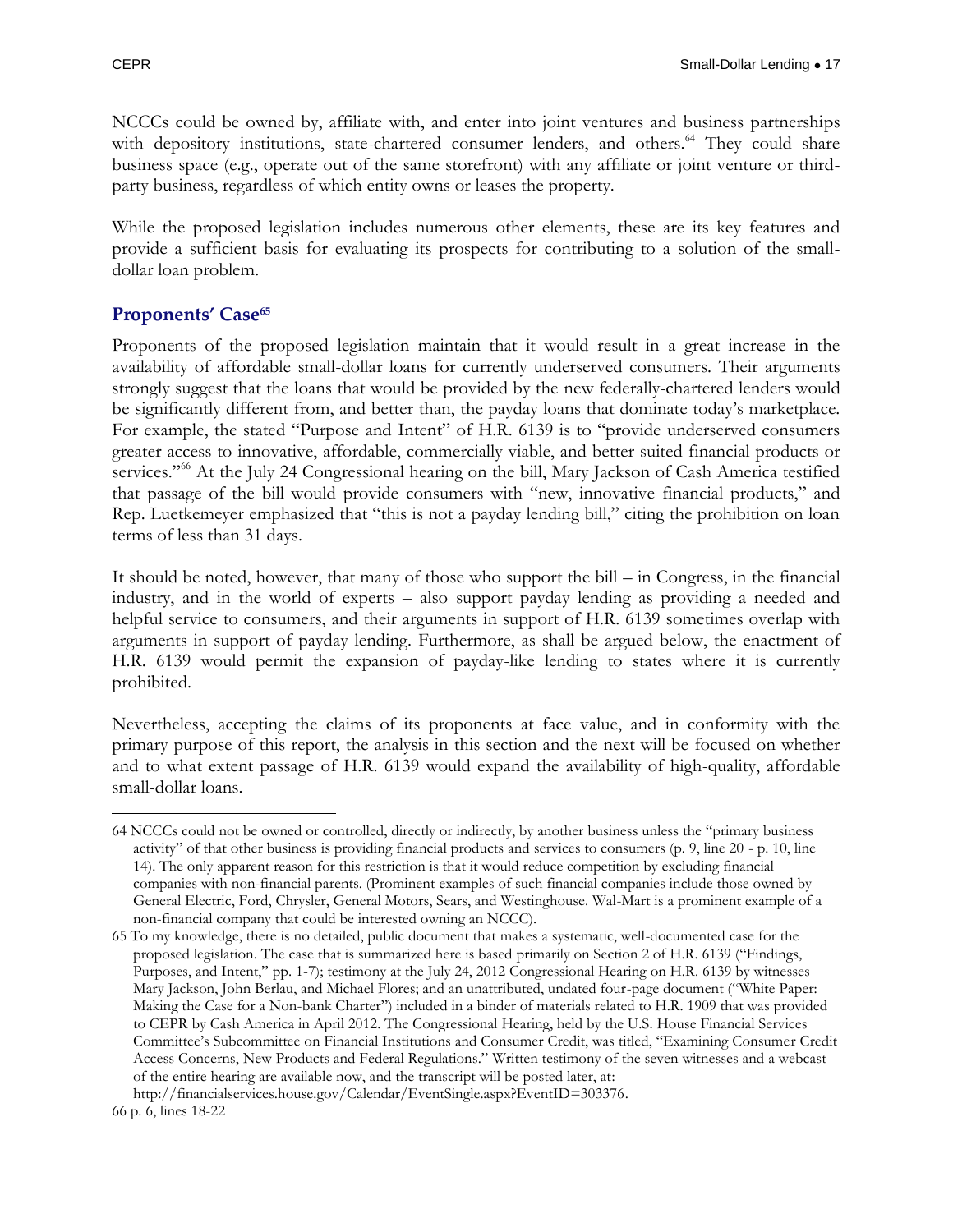NCCCs could be owned by, affiliate with, and enter into joint ventures and business partnerships with depository institutions, state-chartered consumer lenders, and others.[64] They could share business space (e.g., operate out of the same storefront) with any affiliate or joint venture or third-party business, regardless of which entity owns or leases the property.

While the proposed legislation includes numerous other elements, these are its key features and provide a sufficient basis for evaluating its prospects for contributing to a solution of the small-dollar loan problem.

## Proponents' Case[65]

Proponents of the proposed legislation maintain that it would result in a great increase in the availability of affordable small-dollar loans for currently underserved consumers. Their arguments strongly suggest that the loans that would be provided by the new federally-chartered lenders would be significantly different from, and better than, the payday loans that dominate today's marketplace. For example, the stated "Purpose and Intent" of H.R. 6139 is to "provide underserved consumers greater access to innovative, affordable, commercially viable, and better suited financial products or services."[66] At the July 24 Congressional hearing on the bill, Mary Jackson of Cash America testified that passage of the bill would provide consumers with "new, innovative financial products," and Rep. Luetkemeyer emphasized that "this is not a payday lending bill," citing the prohibition on loan terms of less than 31 days.

It should be noted, however, that many of those who support the bill – in Congress, in the financial industry, and in the world of experts – also support payday lending as providing a needed and helpful service to consumers, and their arguments in support of H.R. 6139 sometimes overlap with arguments in support of payday lending. Furthermore, as shall be argued below, the enactment of H.R. 6139 would permit the expansion of payday-like lending to states where it is currently prohibited.

Nevertheless, accepting the claims of its proponents at face value, and in conformity with the primary purpose of this report, the analysis in this section and the next will be focused on whether and to what extent passage of H.R. 6139 would expand the availability of high-quality, affordable small-dollar loans.

---

64 NCCCs could not be owned or controlled, directly or indirectly, by another business unless the "primary business activity" of that other business is providing financial products and services to consumers (p. 9, line 20 - p. 10, line 14). The only apparent reason for this restriction is that it would reduce competition by excluding financial companies with non-financial parents. (Prominent examples of such financial companies include those owned by General Electric, Ford, Chrysler, General Motors, Sears, and Westinghouse. Wal-Mart is a prominent example of a non-financial company that could be interested owning an NCCC).

65 To my knowledge, there is no detailed, public document that makes a systematic, well-documented case for the proposed legislation. The case that is summarized here is based primarily on Section 2 of H.R. 6139 ("Findings, Purposes, and Intent," pp. 1-7); testimony at the July 24, 2012 Congressional Hearing on H.R. 6139 by witnesses Mary Jackson, John Berlau, and Michael Flores; and an unattributed, undated four-page document ("White Paper: Making the Case for a Non-bank Charter") included in a binder of materials related to H.R. 1909 that was provided to CEPR by Cash America in April 2012. The Congressional Hearing, held by the U.S. House Financial Services Committee's Subcommittee on Financial Institutions and Consumer Credit, was titled, "Examining Consumer Credit Access Concerns, New Products and Federal Regulations." Written testimony of the seven witnesses and a webcast of the entire hearing are available now, and the transcript will be posted later, at: http://financialservices.house.gov/Calendar/EventSingle.aspx?EventID=303376.

66 p. 6, lines 18-22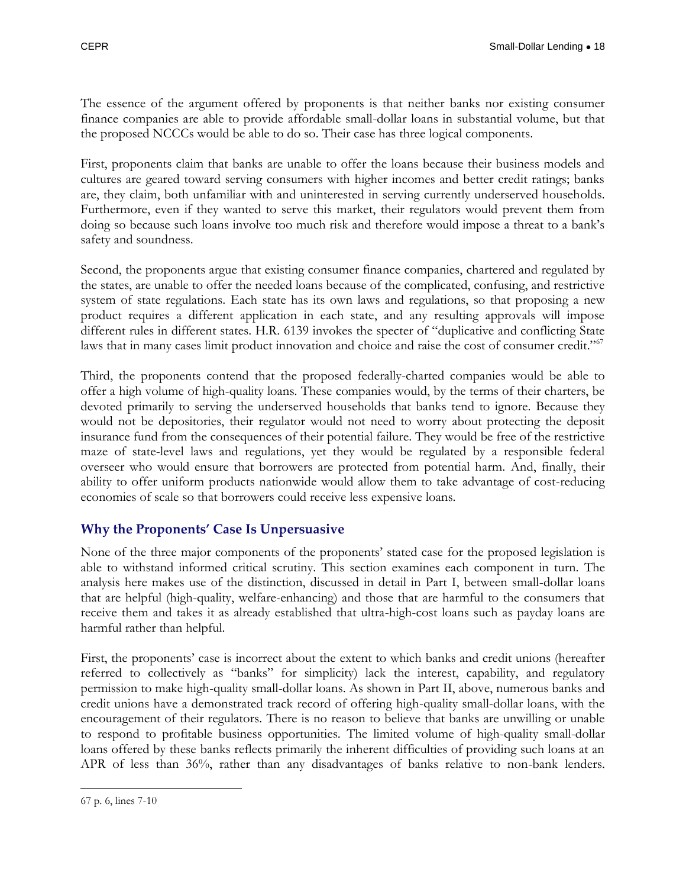The essence of the argument offered by proponents is that neither banks nor existing consumer finance companies are able to provide affordable small-dollar loans in substantial volume, but that the proposed NCCCs would be able to do so. Their case has three logical components.

First, proponents claim that banks are unable to offer the loans because their business models and cultures are geared toward serving consumers with higher incomes and better credit ratings; banks are, they claim, both unfamiliar with and uninterested in serving currently underserved households. Furthermore, even if they wanted to serve this market, their regulators would prevent them from doing so because such loans involve too much risk and therefore would impose a threat to a bank's safety and soundness.

Second, the proponents argue that existing consumer finance companies, chartered and regulated by the states, are unable to offer the needed loans because of the complicated, confusing, and restrictive system of state regulations. Each state has its own laws and regulations, so that proposing a new product requires a different application in each state, and any resulting approvals will impose different rules in different states. H.R. 6139 invokes the specter of "duplicative and conflicting State laws that in many cases limit product innovation and choice and raise the cost of consumer credit."[67]

Third, the proponents contend that the proposed federally-charted companies would be able to offer a high volume of high-quality loans. These companies would, by the terms of their charters, be devoted primarily to serving the underserved households that banks tend to ignore. Because they would not be depositories, their regulator would not need to worry about protecting the deposit insurance fund from the consequences of their potential failure. They would be free of the restrictive maze of state-level laws and regulations, yet they would be regulated by a responsible federal overseer who would ensure that borrowers are protected from potential harm. And, finally, their ability to offer uniform products nationwide would allow them to take advantage of cost-reducing economies of scale so that borrowers could receive less expensive loans.

## Why the Proponents' Case Is Unpersuasive

None of the three major components of the proponents' stated case for the proposed legislation is able to withstand informed critical scrutiny. This section examines each component in turn. The analysis here makes use of the distinction, discussed in detail in Part I, between small-dollar loans that are helpful (high-quality, welfare-enhancing) and those that are harmful to the consumers that receive them and takes it as already established that ultra-high-cost loans such as payday loans are harmful rather than helpful.

First, the proponents' case is incorrect about the extent to which banks and credit unions (hereafter referred to collectively as "banks" for simplicity) lack the interest, capability, and regulatory permission to make high-quality small-dollar loans. As shown in Part II, above, numerous banks and credit unions have a demonstrated track record of offering high-quality small-dollar loans, with the encouragement of their regulators. There is no reason to believe that banks are unwilling or unable to respond to profitable business opportunities. The limited volume of high-quality small-dollar loans offered by these banks reflects primarily the inherent difficulties of providing such loans at an APR of less than 36%, rather than any disadvantages of banks relative to non-bank lenders.

---

67 p. 6, lines 7-10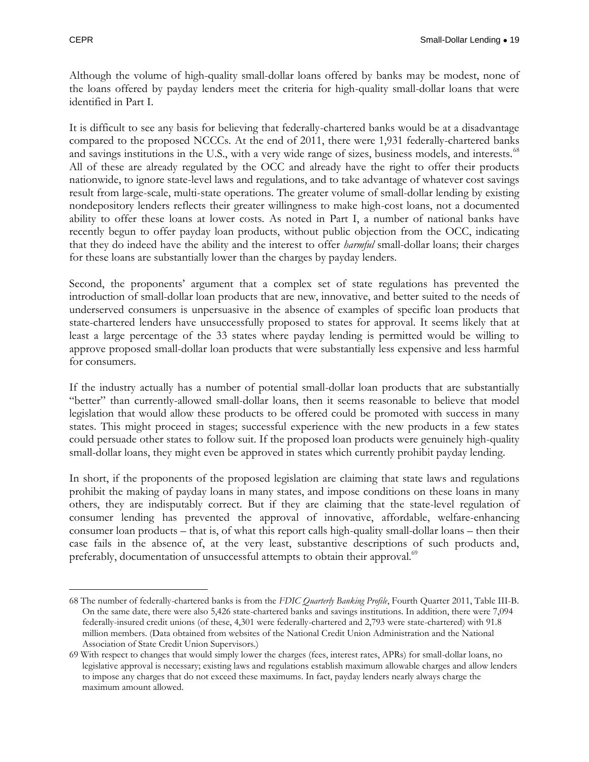Although the volume of high-quality small-dollar loans offered by banks may be modest, none of the loans offered by payday lenders meet the criteria for high-quality small-dollar loans that were identified in Part I.

It is difficult to see any basis for believing that federally-chartered banks would be at a disadvantage compared to the proposed NCCCs. At the end of 2011, there were 1,931 federally-chartered banks and savings institutions in the U.S., with a very wide range of sizes, business models, and interests.[68] All of these are already regulated by the OCC and already have the right to offer their products nationwide, to ignore state-level laws and regulations, and to take advantage of whatever cost savings result from large-scale, multi-state operations. The greater volume of small-dollar lending by existing nondepository lenders reflects their greater willingness to make high-cost loans, not a documented ability to offer these loans at lower costs. As noted in Part I, a number of national banks have recently begun to offer payday loan products, without public objection from the OCC, indicating that they do indeed have the ability and the interest to offer *harmful* small-dollar loans; their charges for these loans are substantially lower than the charges by payday lenders.

Second, the proponents' argument that a complex set of state regulations has prevented the introduction of small-dollar loan products that are new, innovative, and better suited to the needs of underserved consumers is unpersuasive in the absence of examples of specific loan products that state-chartered lenders have unsuccessfully proposed to states for approval. It seems likely that at least a large percentage of the 33 states where payday lending is permitted would be willing to approve proposed small-dollar loan products that were substantially less expensive and less harmful for consumers.

If the industry actually has a number of potential small-dollar loan products that are substantially "better" than currently-allowed small-dollar loans, then it seems reasonable to believe that model legislation that would allow these products to be offered could be promoted with success in many states. This might proceed in stages; successful experience with the new products in a few states could persuade other states to follow suit. If the proposed loan products were genuinely high-quality small-dollar loans, they might even be approved in states which currently prohibit payday lending.

In short, if the proponents of the proposed legislation are claiming that state laws and regulations prohibit the making of payday loans in many states, and impose conditions on these loans in many others, they are indisputably correct. But if they are claiming that the state-level regulation of consumer lending has prevented the approval of innovative, affordable, welfare-enhancing consumer loan products – that is, of what this report calls high-quality small-dollar loans – then their case fails in the absence of, at the very least, substantive descriptions of such products and, preferably, documentation of unsuccessful attempts to obtain their approval.[69]

---

68 The number of federally-chartered banks is from the *FDIC Quarterly Banking Profile*, Fourth Quarter 2011, Table III-B. On the same date, there were also 5,426 state-chartered banks and savings institutions. In addition, there were 7,094 federally-insured credit unions (of these, 4,301 were federally-chartered and 2,793 were state-chartered) with 91.8 million members. (Data obtained from websites of the National Credit Union Administration and the National Association of State Credit Union Supervisors.)

69 With respect to changes that would simply lower the charges (fees, interest rates, APRs) for small-dollar loans, no legislative approval is necessary; existing laws and regulations establish maximum allowable charges and allow lenders to impose any charges that do not exceed these maximums. In fact, payday lenders nearly always charge the maximum amount allowed.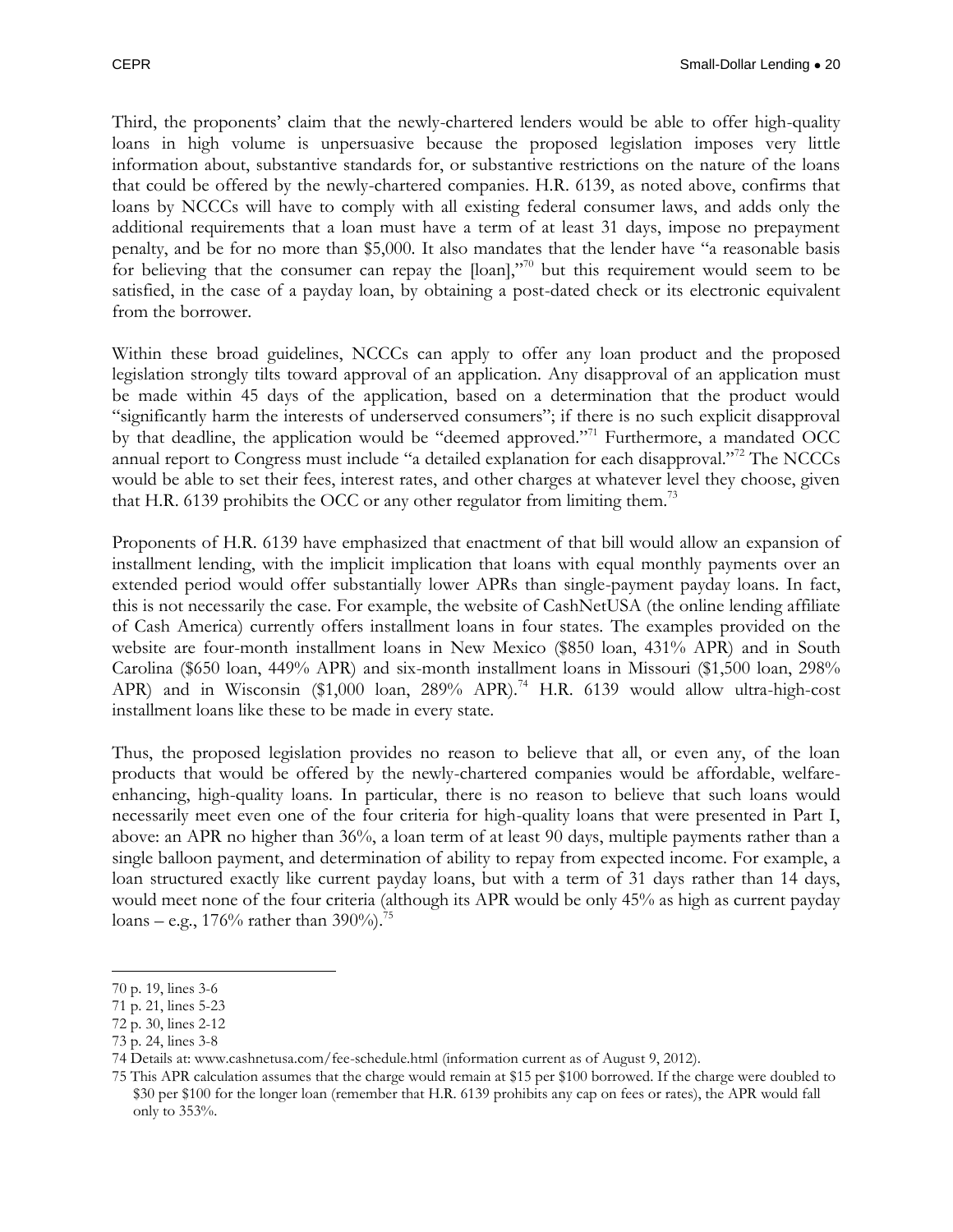Third, the proponents' claim that the newly-chartered lenders would be able to offer high-quality loans in high volume is unpersuasive because the proposed legislation imposes very little information about, substantive standards for, or substantive restrictions on the nature of the loans that could be offered by the newly-chartered companies. H.R. 6139, as noted above, confirms that loans by NCCCs will have to comply with all existing federal consumer laws, and adds only the additional requirements that a loan must have a term of at least 31 days, impose no prepayment penalty, and be for no more than $5,000. It also mandates that the lender have "a reasonable basis for believing that the consumer can repay the [loan],"[70] but this requirement would seem to be satisfied, in the case of a payday loan, by obtaining a post-dated check or its electronic equivalent from the borrower.

Within these broad guidelines, NCCCs can apply to offer any loan product and the proposed legislation strongly tilts toward approval of an application. Any disapproval of an application must be made within 45 days of the application, based on a determination that the product would "significantly harm the interests of underserved consumers"; if there is no such explicit disapproval by that deadline, the application would be "deemed approved."[71] Furthermore, a mandated OCC annual report to Congress must include "a detailed explanation for each disapproval."[72] The NCCCs would be able to set their fees, interest rates, and other charges at whatever level they choose, given that H.R. 6139 prohibits the OCC or any other regulator from limiting them.[73]

Proponents of H.R. 6139 have emphasized that enactment of that bill would allow an expansion of installment lending, with the implicit implication that loans with equal monthly payments over an extended period would offer substantially lower APRs than single-payment payday loans. In fact, this is not necessarily the case. For example, the website of CashNetUSA (the online lending affiliate of Cash America) currently offers installment loans in four states. The examples provided on the website are four-month installment loans in New Mexico ($850 loan, 431% APR) and in South Carolina ($650 loan, 449% APR) and six-month installment loans in Missouri ($1,500 loan, 298% APR) and in Wisconsin ($1,000 loan, 289% APR).[74] H.R. 6139 would allow ultra-high-cost installment loans like these to be made in every state.

Thus, the proposed legislation provides no reason to believe that all, or even any, of the loan products that would be offered by the newly-chartered companies would be affordable, welfare-enhancing, high-quality loans. In particular, there is no reason to believe that such loans would necessarily meet even one of the four criteria for high-quality loans that were presented in Part I, above: an APR no higher than 36%, a loan term of at least 90 days, multiple payments rather than a single balloon payment, and determination of ability to repay from expected income. For example, a loan structured exactly like current payday loans, but with a term of 31 days rather than 14 days, would meet none of the four criteria (although its APR would be only 45% as high as current payday loans – e.g., 176% rather than 390%).[75]

---

70 p. 19, lines 3-6

71 p. 21, lines 5-23

72 p. 30, lines 2-12

73 p. 24, lines 3-8

74 Details at: www.cashnetusa.com/fee-schedule.html (information current as of August 9, 2012).

75 This APR calculation assumes that the charge would remain at $15 per $100 borrowed. If the charge were doubled to $30 per $100 for the longer loan (remember that H.R. 6139 prohibits any cap on fees or rates), the APR would fall only to 353%.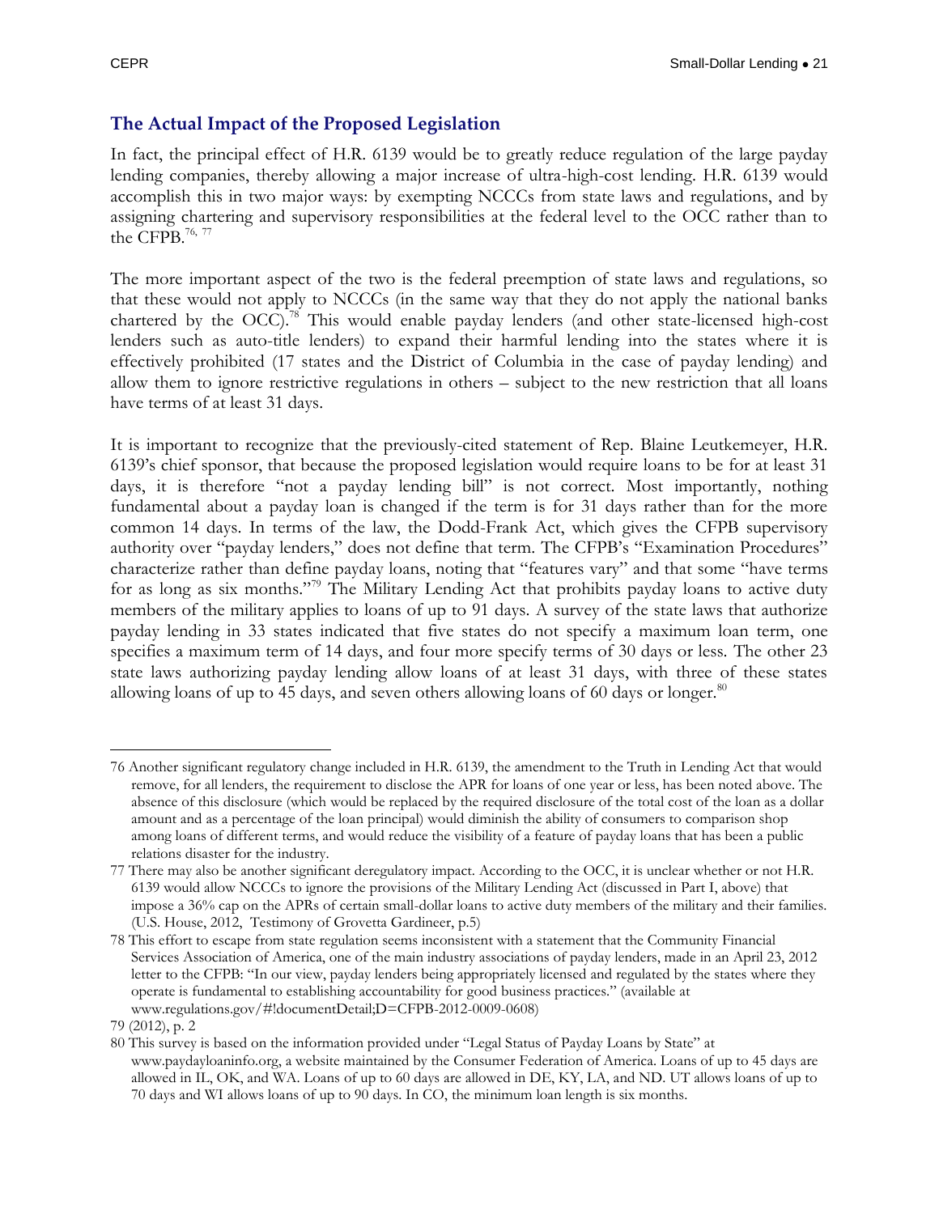## The Actual Impact of the Proposed Legislation

In fact, the principal effect of H.R. 6139 would be to greatly reduce regulation of the large payday lending companies, thereby allowing a major increase of ultra-high-cost lending. H.R. 6139 would accomplish this in two major ways: by exempting NCCCs from state laws and regulations, and by assigning chartering and supervisory responsibilities at the federal level to the OCC rather than to the CFPB.[76, 77]

The more important aspect of the two is the federal preemption of state laws and regulations, so that these would not apply to NCCCs (in the same way that they do not apply the national banks chartered by the OCC).[78] This would enable payday lenders (and other state-licensed high-cost lenders such as auto-title lenders) to expand their harmful lending into the states where it is effectively prohibited (17 states and the District of Columbia in the case of payday lending) and allow them to ignore restrictive regulations in others – subject to the new restriction that all loans have terms of at least 31 days.

It is important to recognize that the previously-cited statement of Rep. Blaine Leutkemeyer, H.R. 6139's chief sponsor, that because the proposed legislation would require loans to be for at least 31 days, it is therefore "not a payday lending bill" is not correct. Most importantly, nothing fundamental about a payday loan is changed if the term is for 31 days rather than for the more common 14 days. In terms of the law, the Dodd-Frank Act, which gives the CFPB supervisory authority over "payday lenders," does not define that term. The CFPB's "Examination Procedures" characterize rather than define payday loans, noting that "features vary" and that some "have terms for as long as six months."[79] The Military Lending Act that prohibits payday loans to active duty members of the military applies to loans of up to 91 days. A survey of the state laws that authorize payday lending in 33 states indicated that five states do not specify a maximum loan term, one specifies a maximum term of 14 days, and four more specify terms of 30 days or less. The other 23 state laws authorizing payday lending allow loans of at least 31 days, with three of these states allowing loans of up to 45 days, and seven others allowing loans of 60 days or longer.[80]

---

76 Another significant regulatory change included in H.R. 6139, the amendment to the Truth in Lending Act that would remove, for all lenders, the requirement to disclose the APR for loans of one year or less, has been noted above. The absence of this disclosure (which would be replaced by the required disclosure of the total cost of the loan as a dollar amount and as a percentage of the loan principal) would diminish the ability of consumers to comparison shop among loans of different terms, and would reduce the visibility of a feature of payday loans that has been a public relations disaster for the industry.

77 There may also be another significant deregulatory impact. According to the OCC, it is unclear whether or not H.R. 6139 would allow NCCCs to ignore the provisions of the Military Lending Act (discussed in Part I, above) that impose a 36% cap on the APRs of certain small-dollar loans to active duty members of the military and their families. (U.S. House, 2012, Testimony of Grovetta Gardineer, p.5)

78 This effort to escape from state regulation seems inconsistent with a statement that the Community Financial Services Association of America, one of the main industry associations of payday lenders, made in an April 23, 2012 letter to the CFPB: "In our view, payday lenders being appropriately licensed and regulated by the states where they operate is fundamental to establishing accountability for good business practices." (available at www.regulations.gov/#!documentDetail;D=CFPB-2012-0009-0608)

79 (2012), p. 2

80 This survey is based on the information provided under "Legal Status of Payday Loans by State" at www.paydayloaninfo.org, a website maintained by the Consumer Federation of America. Loans of up to 45 days are allowed in IL, OK, and WA. Loans of up to 60 days are allowed in DE, KY, LA, and ND. UT allows loans of up to 70 days and WI allows loans of up to 90 days. In CO, the minimum loan length is six months.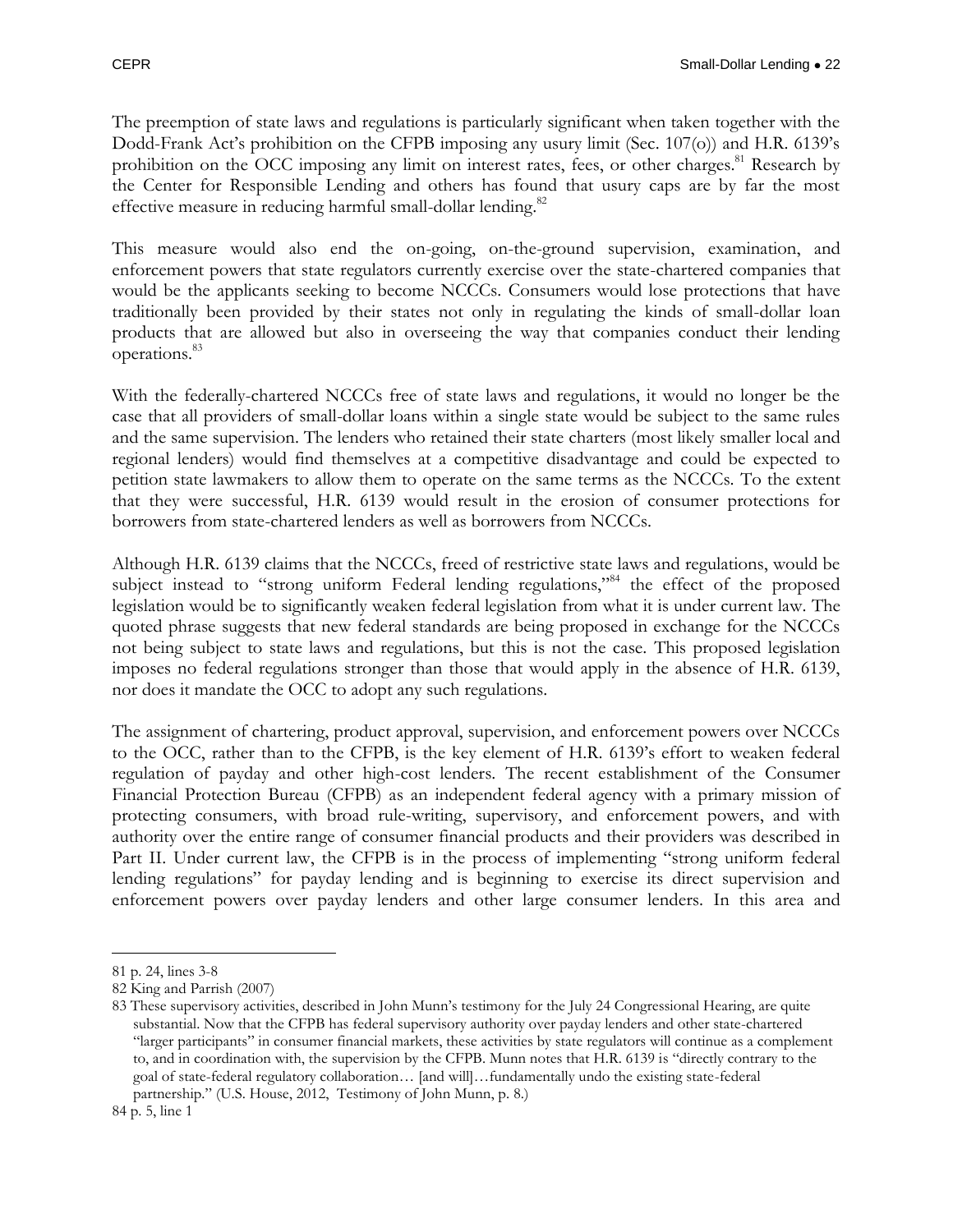The preemption of state laws and regulations is particularly significant when taken together with the Dodd-Frank Act's prohibition on the CFPB imposing any usury limit (Sec. 107(o)) and H.R. 6139's prohibition on the OCC imposing any limit on interest rates, fees, or other charges.[81] Research by the Center for Responsible Lending and others has found that usury caps are by far the most effective measure in reducing harmful small-dollar lending.[82]

This measure would also end the on-going, on-the-ground supervision, examination, and enforcement powers that state regulators currently exercise over the state-chartered companies that would be the applicants seeking to become NCCCs. Consumers would lose protections that have traditionally been provided by their states not only in regulating the kinds of small-dollar loan products that are allowed but also in overseeing the way that companies conduct their lending operations.[83]

With the federally-chartered NCCCs free of state laws and regulations, it would no longer be the case that all providers of small-dollar loans within a single state would be subject to the same rules and the same supervision. The lenders who retained their state charters (most likely smaller local and regional lenders) would find themselves at a competitive disadvantage and could be expected to petition state lawmakers to allow them to operate on the same terms as the NCCCs. To the extent that they were successful, H.R. 6139 would result in the erosion of consumer protections for borrowers from state-chartered lenders as well as borrowers from NCCCs.

Although H.R. 6139 claims that the NCCCs, freed of restrictive state laws and regulations, would be subject instead to "strong uniform Federal lending regulations,"[84] the effect of the proposed legislation would be to significantly weaken federal legislation from what it is under current law. The quoted phrase suggests that new federal standards are being proposed in exchange for the NCCCs not being subject to state laws and regulations, but this is not the case. This proposed legislation imposes no federal regulations stronger than those that would apply in the absence of H.R. 6139, nor does it mandate the OCC to adopt any such regulations.

The assignment of chartering, product approval, supervision, and enforcement powers over NCCCs to the OCC, rather than to the CFPB, is the key element of H.R. 6139's effort to weaken federal regulation of payday and other high-cost lenders. The recent establishment of the Consumer Financial Protection Bureau (CFPB) as an independent federal agency with a primary mission of protecting consumers, with broad rule-writing, supervisory, and enforcement powers, and with authority over the entire range of consumer financial products and their providers was described in Part II. Under current law, the CFPB is in the process of implementing "strong uniform federal lending regulations" for payday lending and is beginning to exercise its direct supervision and enforcement powers over payday lenders and other large consumer lenders. In this area and

---

81 p. 24, lines 3-8

82 King and Parrish (2007)

83 These supervisory activities, described in John Munn's testimony for the July 24 Congressional Hearing, are quite substantial. Now that the CFPB has federal supervisory authority over payday lenders and other state-chartered "larger participants" in consumer financial markets, these activities by state regulators will continue as a complement to, and in coordination with, the supervision by the CFPB. Munn notes that H.R. 6139 is "directly contrary to the goal of state-federal regulatory collaboration… [and will]…fundamentally undo the existing state-federal partnership." (U.S. House, 2012, Testimony of John Munn, p. 8.)

84 p. 5, line 1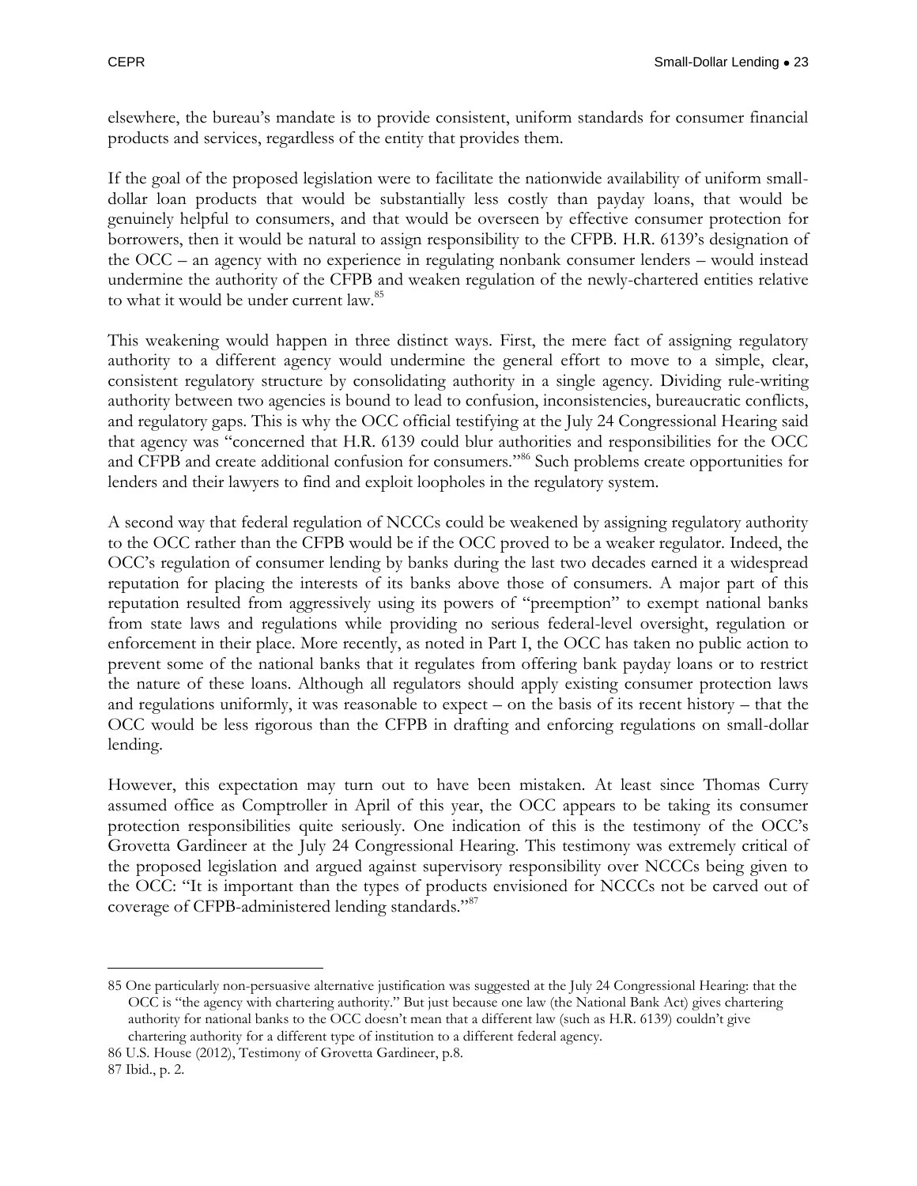elsewhere, the bureau's mandate is to provide consistent, uniform standards for consumer financial products and services, regardless of the entity that provides them.

If the goal of the proposed legislation were to facilitate the nationwide availability of uniform small-dollar loan products that would be substantially less costly than payday loans, that would be genuinely helpful to consumers, and that would be overseen by effective consumer protection for borrowers, then it would be natural to assign responsibility to the CFPB. H.R. 6139's designation of the OCC – an agency with no experience in regulating nonbank consumer lenders – would instead undermine the authority of the CFPB and weaken regulation of the newly-chartered entities relative to what it would be under current law.[85]

This weakening would happen in three distinct ways. First, the mere fact of assigning regulatory authority to a different agency would undermine the general effort to move to a simple, clear, consistent regulatory structure by consolidating authority in a single agency. Dividing rule-writing authority between two agencies is bound to lead to confusion, inconsistencies, bureaucratic conflicts, and regulatory gaps. This is why the OCC official testifying at the July 24 Congressional Hearing said that agency was "concerned that H.R. 6139 could blur authorities and responsibilities for the OCC and CFPB and create additional confusion for consumers."[86] Such problems create opportunities for lenders and their lawyers to find and exploit loopholes in the regulatory system.

A second way that federal regulation of NCCCs could be weakened by assigning regulatory authority to the OCC rather than the CFPB would be if the OCC proved to be a weaker regulator. Indeed, the OCC's regulation of consumer lending by banks during the last two decades earned it a widespread reputation for placing the interests of its banks above those of consumers. A major part of this reputation resulted from aggressively using its powers of "preemption" to exempt national banks from state laws and regulations while providing no serious federal-level oversight, regulation or enforcement in their place. More recently, as noted in Part I, the OCC has taken no public action to prevent some of the national banks that it regulates from offering bank payday loans or to restrict the nature of these loans. Although all regulators should apply existing consumer protection laws and regulations uniformly, it was reasonable to expect – on the basis of its recent history – that the OCC would be less rigorous than the CFPB in drafting and enforcing regulations on small-dollar lending.

However, this expectation may turn out to have been mistaken. At least since Thomas Curry assumed office as Comptroller in April of this year, the OCC appears to be taking its consumer protection responsibilities quite seriously. One indication of this is the testimony of the OCC's Grovetta Gardineer at the July 24 Congressional Hearing. This testimony was extremely critical of the proposed legislation and argued against supervisory responsibility over NCCCs being given to the OCC: "It is important than the types of products envisioned for NCCCs not be carved out of coverage of CFPB-administered lending standards."[87]

---

85 One particularly non-persuasive alternative justification was suggested at the July 24 Congressional Hearing: that the OCC is "the agency with chartering authority." But just because one law (the National Bank Act) gives chartering authority for national banks to the OCC doesn't mean that a different law (such as H.R. 6139) couldn't give chartering authority for a different type of institution to a different federal agency.

86 U.S. House (2012), Testimony of Grovetta Gardineer, p.8.

87 Ibid., p. 2.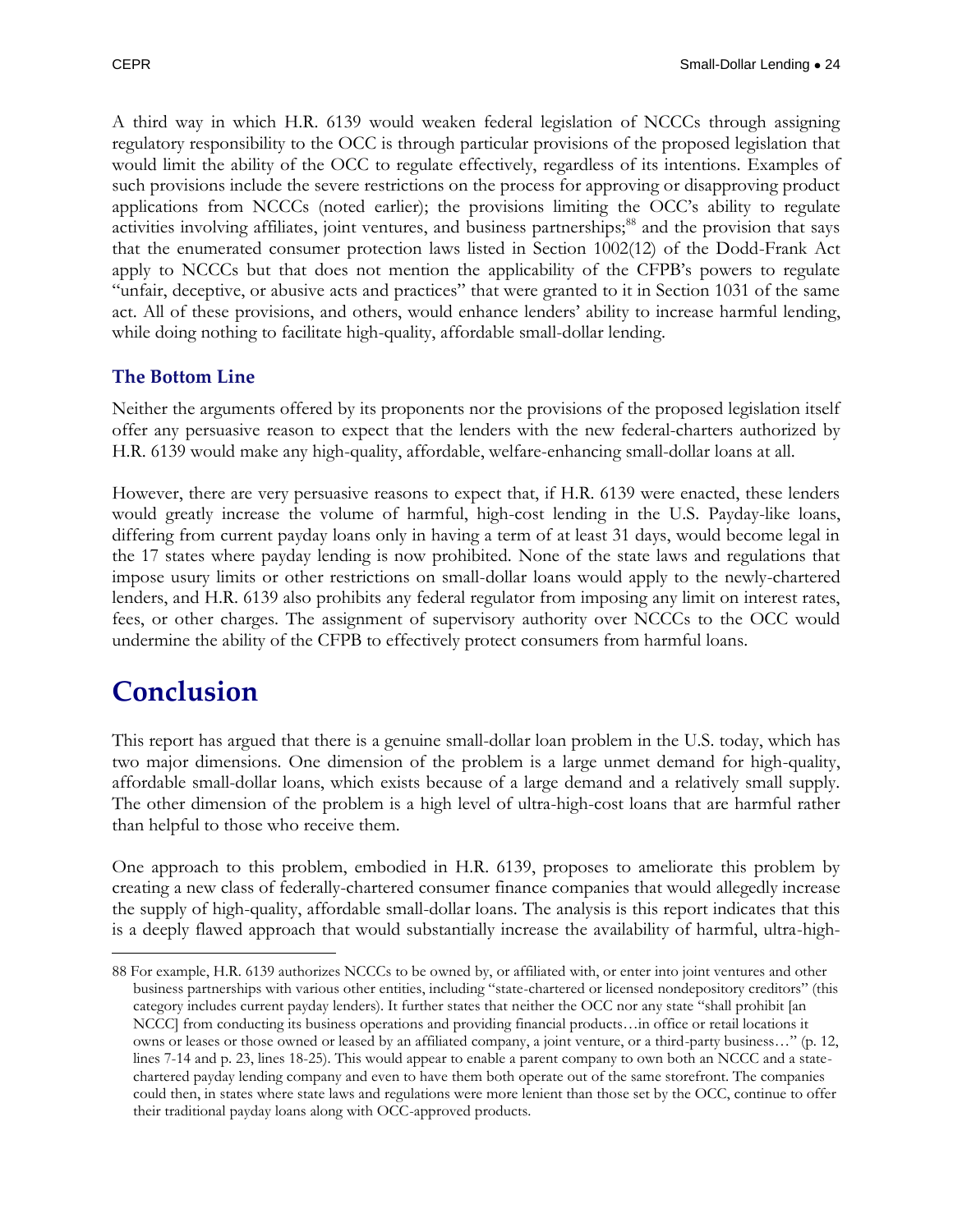A third way in which H.R. 6139 would weaken federal legislation of NCCCs through assigning regulatory responsibility to the OCC is through particular provisions of the proposed legislation that would limit the ability of the OCC to regulate effectively, regardless of its intentions. Examples of such provisions include the severe restrictions on the process for approving or disapproving product applications from NCCCs (noted earlier); the provisions limiting the OCC's ability to regulate activities involving affiliates, joint ventures, and business partnerships;[88] and the provision that says that the enumerated consumer protection laws listed in Section 1002(12) of the Dodd-Frank Act apply to NCCCs but that does not mention the applicability of the CFPB's powers to regulate "unfair, deceptive, or abusive acts and practices" that were granted to it in Section 1031 of the same act. All of these provisions, and others, would enhance lenders' ability to increase harmful lending, while doing nothing to facilitate high-quality, affordable small-dollar lending.

### The Bottom Line

Neither the arguments offered by its proponents nor the provisions of the proposed legislation itself offer any persuasive reason to expect that the lenders with the new federal-charters authorized by H.R. 6139 would make any high-quality, affordable, welfare-enhancing small-dollar loans at all.

However, there are very persuasive reasons to expect that, if H.R. 6139 were enacted, these lenders would greatly increase the volume of harmful, high-cost lending in the U.S. Payday-like loans, differing from current payday loans only in having a term of at least 31 days, would become legal in the 17 states where payday lending is now prohibited. None of the state laws and regulations that impose usury limits or other restrictions on small-dollar loans would apply to the newly-chartered lenders, and H.R. 6139 also prohibits any federal regulator from imposing any limit on interest rates, fees, or other charges. The assignment of supervisory authority over NCCCs to the OCC would undermine the ability of the CFPB to effectively protect consumers from harmful loans.

# Conclusion

This report has argued that there is a genuine small-dollar loan problem in the U.S. today, which has two major dimensions. One dimension of the problem is a large unmet demand for high-quality, affordable small-dollar loans, which exists because of a large demand and a relatively small supply. The other dimension of the problem is a high level of ultra-high-cost loans that are harmful rather than helpful to those who receive them.

One approach to this problem, embodied in H.R. 6139, proposes to ameliorate this problem by creating a new class of federally-chartered consumer finance companies that would allegedly increase the supply of high-quality, affordable small-dollar loans. The analysis is this report indicates that this is a deeply flawed approach that would substantially increase the availability of harmful, ultra-high-

88 For example, H.R. 6139 authorizes NCCCs to be owned by, or affiliated with, or enter into joint ventures and other business partnerships with various other entities, including "state-chartered or licensed nondepository creditors" (this category includes current payday lenders). It further states that neither the OCC nor any state "shall prohibit [an NCCC] from conducting its business operations and providing financial products…in office or retail locations it owns or leases or those owned or leased by an affiliated company, a joint venture, or a third-party business…" (p. 12, lines 7-14 and p. 23, lines 18-25). This would appear to enable a parent company to own both an NCCC and a state-chartered payday lending company and even to have them both operate out of the same storefront. The companies could then, in states where state laws and regulations were more lenient than those set by the OCC, continue to offer their traditional payday loans along with OCC-approved products.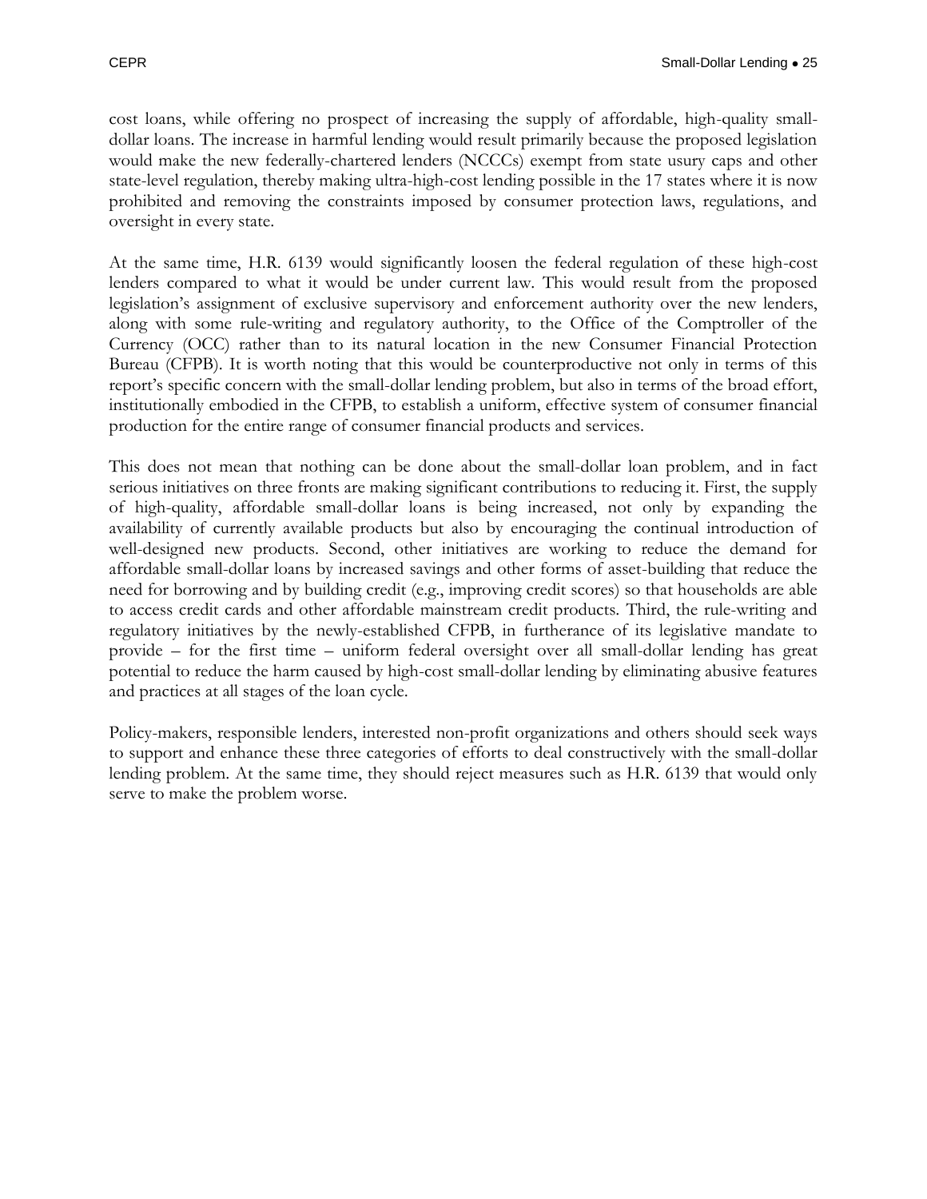cost loans, while offering no prospect of increasing the supply of affordable, high-quality small-dollar loans. The increase in harmful lending would result primarily because the proposed legislation would make the new federally-chartered lenders (NCCCs) exempt from state usury caps and other state-level regulation, thereby making ultra-high-cost lending possible in the 17 states where it is now prohibited and removing the constraints imposed by consumer protection laws, regulations, and oversight in every state.

At the same time, H.R. 6139 would significantly loosen the federal regulation of these high-cost lenders compared to what it would be under current law. This would result from the proposed legislation's assignment of exclusive supervisory and enforcement authority over the new lenders, along with some rule-writing and regulatory authority, to the Office of the Comptroller of the Currency (OCC) rather than to its natural location in the new Consumer Financial Protection Bureau (CFPB). It is worth noting that this would be counterproductive not only in terms of this report's specific concern with the small-dollar lending problem, but also in terms of the broad effort, institutionally embodied in the CFPB, to establish a uniform, effective system of consumer financial production for the entire range of consumer financial products and services.

This does not mean that nothing can be done about the small-dollar loan problem, and in fact serious initiatives on three fronts are making significant contributions to reducing it. First, the supply of high-quality, affordable small-dollar loans is being increased, not only by expanding the availability of currently available products but also by encouraging the continual introduction of well-designed new products. Second, other initiatives are working to reduce the demand for affordable small-dollar loans by increased savings and other forms of asset-building that reduce the need for borrowing and by building credit (e.g., improving credit scores) so that households are able to access credit cards and other affordable mainstream credit products. Third, the rule-writing and regulatory initiatives by the newly-established CFPB, in furtherance of its legislative mandate to provide – for the first time – uniform federal oversight over all small-dollar lending has great potential to reduce the harm caused by high-cost small-dollar lending by eliminating abusive features and practices at all stages of the loan cycle.

Policy-makers, responsible lenders, interested non-profit organizations and others should seek ways to support and enhance these three categories of efforts to deal constructively with the small-dollar lending problem. At the same time, they should reject measures such as H.R. 6139 that would only serve to make the problem worse.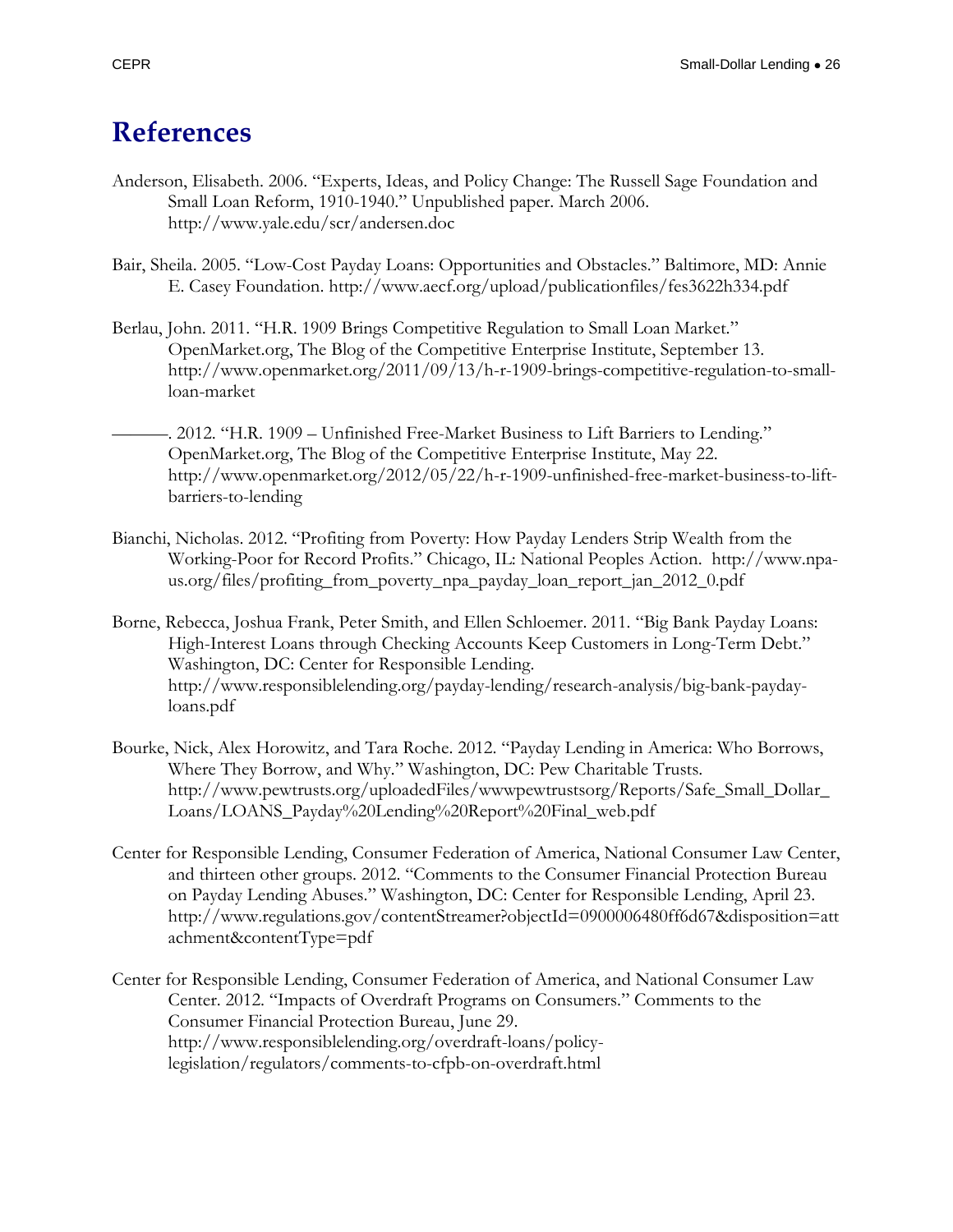# References

Anderson, Elisabeth. 2006. "Experts, Ideas, and Policy Change: The Russell Sage Foundation and Small Loan Reform, 1910-1940." Unpublished paper. March 2006. http://www.yale.edu/scr/andersen.doc

Bair, Sheila. 2005. "Low-Cost Payday Loans: Opportunities and Obstacles." Baltimore, MD: Annie E. Casey Foundation. http://www.aecf.org/upload/publicationfiles/fes3622h334.pdf

Berlau, John. 2011. "H.R. 1909 Brings Competitive Regulation to Small Loan Market." OpenMarket.org, The Blog of the Competitive Enterprise Institute, September 13. http://www.openmarket.org/2011/09/13/h-r-1909-brings-competitive-regulation-to-small-loan-market

———. 2012. "H.R. 1909 – Unfinished Free-Market Business to Lift Barriers to Lending." OpenMarket.org, The Blog of the Competitive Enterprise Institute, May 22. http://www.openmarket.org/2012/05/22/h-r-1909-unfinished-free-market-business-to-lift-barriers-to-lending

Bianchi, Nicholas. 2012. "Profiting from Poverty: How Payday Lenders Strip Wealth from the Working-Poor for Record Profits." Chicago, IL: National Peoples Action. http://www.npa-us.org/files/profiting_from_poverty_npa_payday_loan_report_jan_2012_0.pdf

Borne, Rebecca, Joshua Frank, Peter Smith, and Ellen Schloemer. 2011. "Big Bank Payday Loans: High-Interest Loans through Checking Accounts Keep Customers in Long-Term Debt." Washington, DC: Center for Responsible Lending. http://www.responsiblelending.org/payday-lending/research-analysis/big-bank-payday-loans.pdf

Bourke, Nick, Alex Horowitz, and Tara Roche. 2012. "Payday Lending in America: Who Borrows, Where They Borrow, and Why." Washington, DC: Pew Charitable Trusts. http://www.pewtrusts.org/uploadedFiles/wwwpewtrustsorg/Reports/Safe_Small_Dollar_Loans/LOANS_Payday%20Lending%20Report%20Final_web.pdf

Center for Responsible Lending, Consumer Federation of America, National Consumer Law Center, and thirteen other groups. 2012. "Comments to the Consumer Financial Protection Bureau on Payday Lending Abuses." Washington, DC: Center for Responsible Lending, April 23. http://www.regulations.gov/contentStreamer?objectId=0900006480ff6d67&disposition=attachment&contentType=pdf

Center for Responsible Lending, Consumer Federation of America, and National Consumer Law Center. 2012. "Impacts of Overdraft Programs on Consumers." Comments to the Consumer Financial Protection Bureau, June 29. http://www.responsiblelending.org/overdraft-loans/policy-legislation/regulators/comments-to-cfpb-on-overdraft.html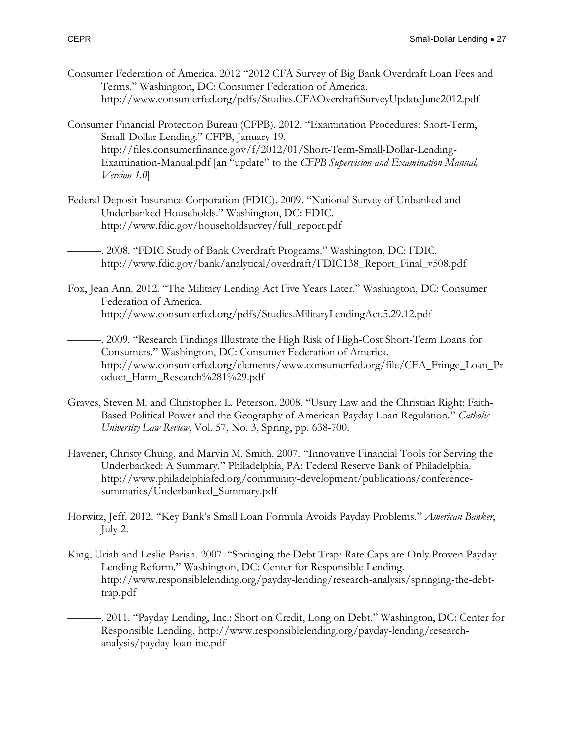Consumer Federation of America. 2012 "2012 CFA Survey of Big Bank Overdraft Loan Fees and Terms." Washington, DC: Consumer Federation of America. http://www.consumerfed.org/pdfs/Studies.CFAOverdraftSurveyUpdateJune2012.pdf

Consumer Financial Protection Bureau (CFPB). 2012. "Examination Procedures: Short-Term, Small-Dollar Lending." CFPB, January 19. http://files.consumerfinance.gov/f/2012/01/Short-Term-Small-Dollar-Lending-Examination-Manual.pdf [an "update" to the *CFPB Supervision and Examination Manual, Version 1.0*]

Federal Deposit Insurance Corporation (FDIC). 2009. "National Survey of Unbanked and Underbanked Households." Washington, DC: FDIC. http://www.fdic.gov/householdsurvey/full_report.pdf

———. 2008. "FDIC Study of Bank Overdraft Programs." Washington, DC: FDIC. http://www.fdic.gov/bank/analytical/overdraft/FDIC138_Report_Final_v508.pdf

Fox, Jean Ann. 2012. "The Military Lending Act Five Years Later." Washington, DC: Consumer Federation of America. http://www.consumerfed.org/pdfs/Studies.MilitaryLendingAct.5.29.12.pdf

———. 2009. "Research Findings Illustrate the High Risk of High-Cost Short-Term Loans for Consumers." Washington, DC: Consumer Federation of America. http://www.consumerfed.org/elements/www.consumerfed.org/file/CFA_Fringe_Loan_Product_Harm_Research%281%29.pdf

Graves, Steven M. and Christopher L. Peterson. 2008. "Usury Law and the Christian Right: Faith-Based Political Power and the Geography of American Payday Loan Regulation." *Catholic University Law Review*, Vol. 57, No. 3, Spring, pp. 638-700.

Havener, Christy Chung, and Marvin M. Smith. 2007. "Innovative Financial Tools for Serving the Underbanked: A Summary." Philadelphia, PA: Federal Reserve Bank of Philadelphia. http://www.philadelphiafed.org/community-development/publications/conference-summaries/Underbanked_Summary.pdf

Horwitz, Jeff. 2012. "Key Bank's Small Loan Formula Avoids Payday Problems." *American Banker*, July 2.

King, Uriah and Leslie Parish. 2007. "Springing the Debt Trap: Rate Caps are Only Proven Payday Lending Reform." Washington, DC: Center for Responsible Lending. http://www.responsiblelending.org/payday-lending/research-analysis/springing-the-debt-trap.pdf

———. 2011. "Payday Lending, Inc.: Short on Credit, Long on Debt." Washington, DC: Center for Responsible Lending. http://www.responsiblelending.org/payday-lending/research-analysis/payday-loan-inc.pdf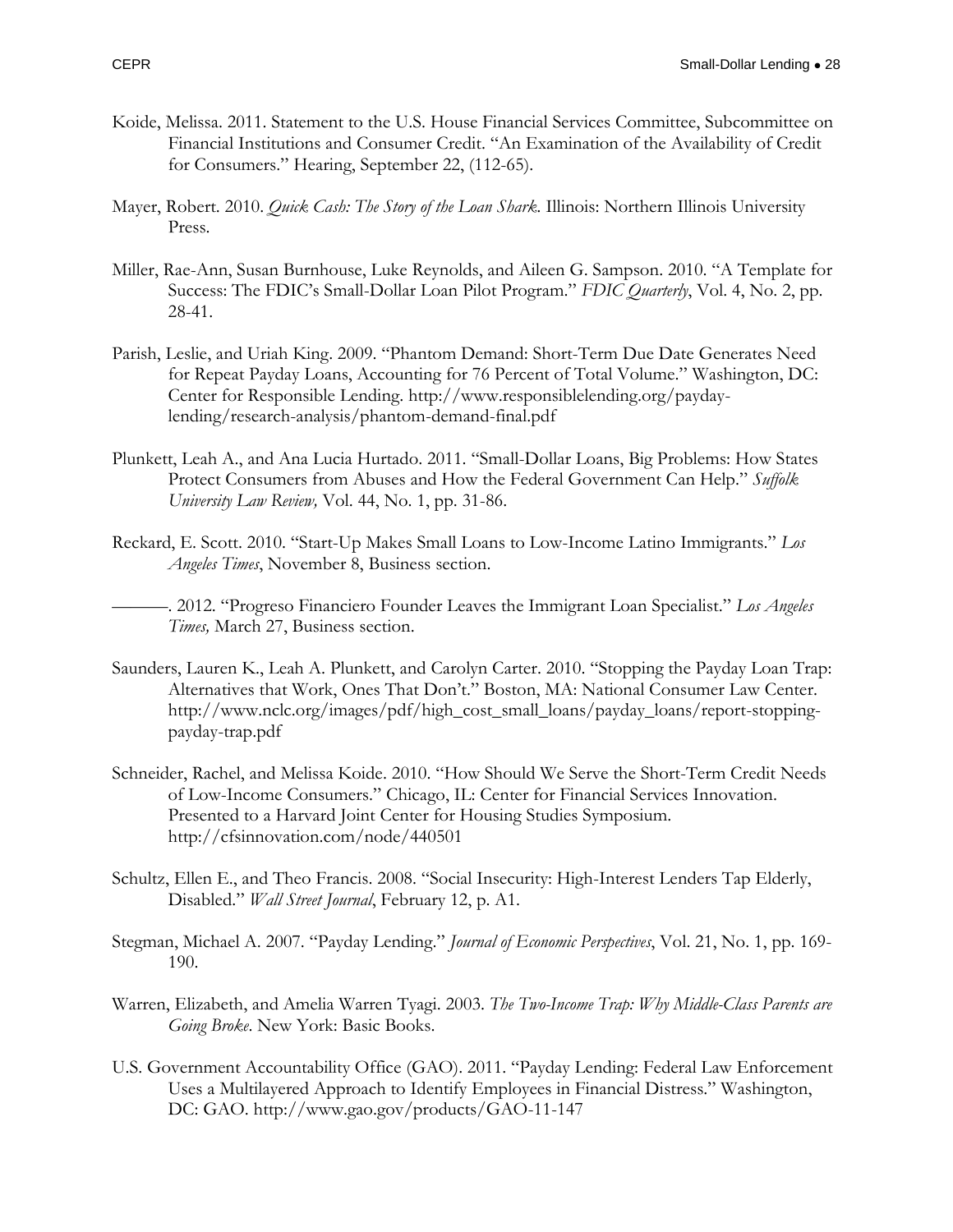Koide, Melissa. 2011. Statement to the U.S. House Financial Services Committee, Subcommittee on Financial Institutions and Consumer Credit. "An Examination of the Availability of Credit for Consumers." Hearing, September 22, (112-65).

Mayer, Robert. 2010. *Quick Cash: The Story of the Loan Shark*. Illinois: Northern Illinois University Press.

Miller, Rae-Ann, Susan Burnhouse, Luke Reynolds, and Aileen G. Sampson. 2010. "A Template for Success: The FDIC's Small-Dollar Loan Pilot Program." *FDIC Quarterly*, Vol. 4, No. 2, pp. 28-41.

Parish, Leslie, and Uriah King. 2009. "Phantom Demand: Short-Term Due Date Generates Need for Repeat Payday Loans, Accounting for 76 Percent of Total Volume." Washington, DC: Center for Responsible Lending. http://www.responsiblelending.org/payday-lending/research-analysis/phantom-demand-final.pdf

Plunkett, Leah A., and Ana Lucia Hurtado. 2011. "Small-Dollar Loans, Big Problems: How States Protect Consumers from Abuses and How the Federal Government Can Help." *Suffolk University Law Review,* Vol. 44, No. 1, pp. 31-86.

Reckard, E. Scott. 2010. "Start-Up Makes Small Loans to Low-Income Latino Immigrants." *Los Angeles Times*, November 8, Business section.

———. 2012. "Progreso Financiero Founder Leaves the Immigrant Loan Specialist." *Los Angeles Times,* March 27, Business section.

Saunders, Lauren K., Leah A. Plunkett, and Carolyn Carter. 2010. "Stopping the Payday Loan Trap: Alternatives that Work, Ones That Don't." Boston, MA: National Consumer Law Center. http://www.nclc.org/images/pdf/high_cost_small_loans/payday_loans/report-stopping-payday-trap.pdf

Schneider, Rachel, and Melissa Koide. 2010. "How Should We Serve the Short-Term Credit Needs of Low-Income Consumers." Chicago, IL: Center for Financial Services Innovation. Presented to a Harvard Joint Center for Housing Studies Symposium. http://cfsinnovation.com/node/440501

Schultz, Ellen E., and Theo Francis. 2008. "Social Insecurity: High-Interest Lenders Tap Elderly, Disabled." *Wall Street Journal*, February 12, p. A1.

Stegman, Michael A. 2007. "Payday Lending." *Journal of Economic Perspectives*, Vol. 21, No. 1, pp. 169-190.

Warren, Elizabeth, and Amelia Warren Tyagi. 2003. *The Two-Income Trap: Why Middle-Class Parents are Going Broke*. New York: Basic Books.

U.S. Government Accountability Office (GAO). 2011. "Payday Lending: Federal Law Enforcement Uses a Multilayered Approach to Identify Employees in Financial Distress." Washington, DC: GAO. http://www.gao.gov/products/GAO-11-147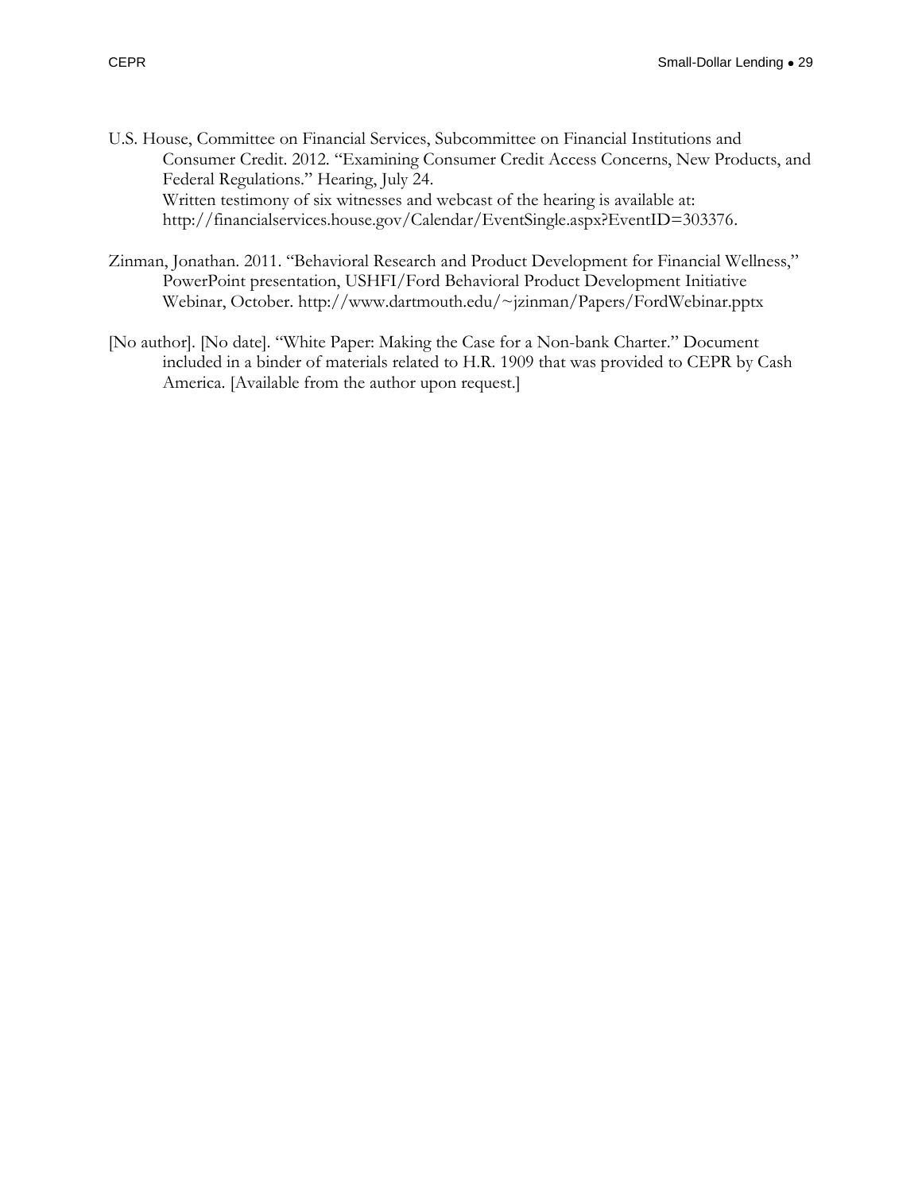U.S. House, Committee on Financial Services, Subcommittee on Financial Institutions and Consumer Credit. 2012. "Examining Consumer Credit Access Concerns, New Products, and Federal Regulations." Hearing, July 24.
Written testimony of six witnesses and webcast of the hearing is available at: http://financialservices.house.gov/Calendar/EventSingle.aspx?EventID=303376.

Zinman, Jonathan. 2011. "Behavioral Research and Product Development for Financial Wellness," PowerPoint presentation, USHFI/Ford Behavioral Product Development Initiative Webinar, October. http://www.dartmouth.edu/~jzinman/Papers/FordWebinar.pptx

[No author]. [No date]. "White Paper: Making the Case for a Non-bank Charter." Document included in a binder of materials related to H.R. 1909 that was provided to CEPR by Cash America. [Available from the author upon request.]